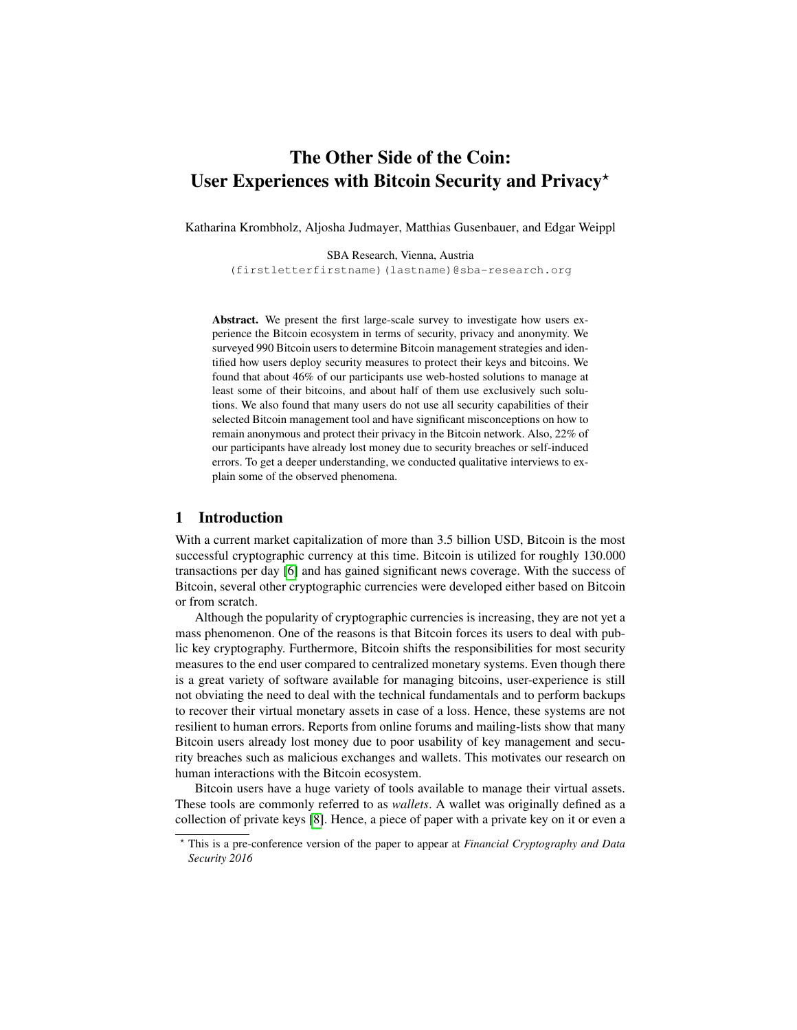# The Other Side of the Coin: User Experiences with Bitcoin Security and Privacy*

Katharina Krombholz, Aljosha Judmayer, Matthias Gusenbauer, and Edgar Weippl

SBA Research, Vienna, Austria
(firstletterfirstname)(lastname)@sba-research.org

**Abstract.** We present the first large-scale survey to investigate how users experience the Bitcoin ecosystem in terms of security, privacy and anonymity. We surveyed 990 Bitcoin users to determine Bitcoin management strategies and identified how users deploy security measures to protect their keys and bitcoins. We found that about 46% of our participants use web-hosted solutions to manage at least some of their bitcoins, and about half of them use exclusively such solutions. We also found that many users do not use all security capabilities of their selected Bitcoin management tool and have significant misconceptions on how to remain anonymous and protect their privacy in the Bitcoin network. Also, 22% of our participants have already lost money due to security breaches or self-induced errors. To get a deeper understanding, we conducted qualitative interviews to explain some of the observed phenomena.

## 1 Introduction

With a current market capitalization of more than 3.5 billion USD, Bitcoin is the most successful cryptographic currency at this time. Bitcoin is utilized for roughly 130.000 transactions per day [6] and has gained significant news coverage. With the success of Bitcoin, several other cryptographic currencies were developed either based on Bitcoin or from scratch.

Although the popularity of cryptographic currencies is increasing, they are not yet a mass phenomenon. One of the reasons is that Bitcoin forces its users to deal with public key cryptography. Furthermore, Bitcoin shifts the responsibilities for most security measures to the end user compared to centralized monetary systems. Even though there is a great variety of software available for managing bitcoins, user-experience is still not obviating the need to deal with the technical fundamentals and to perform backups to recover their virtual monetary assets in case of a loss. Hence, these systems are not resilient to human errors. Reports from online forums and mailing-lists show that many Bitcoin users already lost money due to poor usability of key management and security breaches such as malicious exchanges and wallets. This motivates our research on human interactions with the Bitcoin ecosystem.

Bitcoin users have a huge variety of tools available to manage their virtual assets. These tools are commonly referred to as *wallets*. A wallet was originally defined as a collection of private keys [8]. Hence, a piece of paper with a private key on it or even a

* This is a pre-conference version of the paper to appear at *Financial Cryptography and Data Security 2016*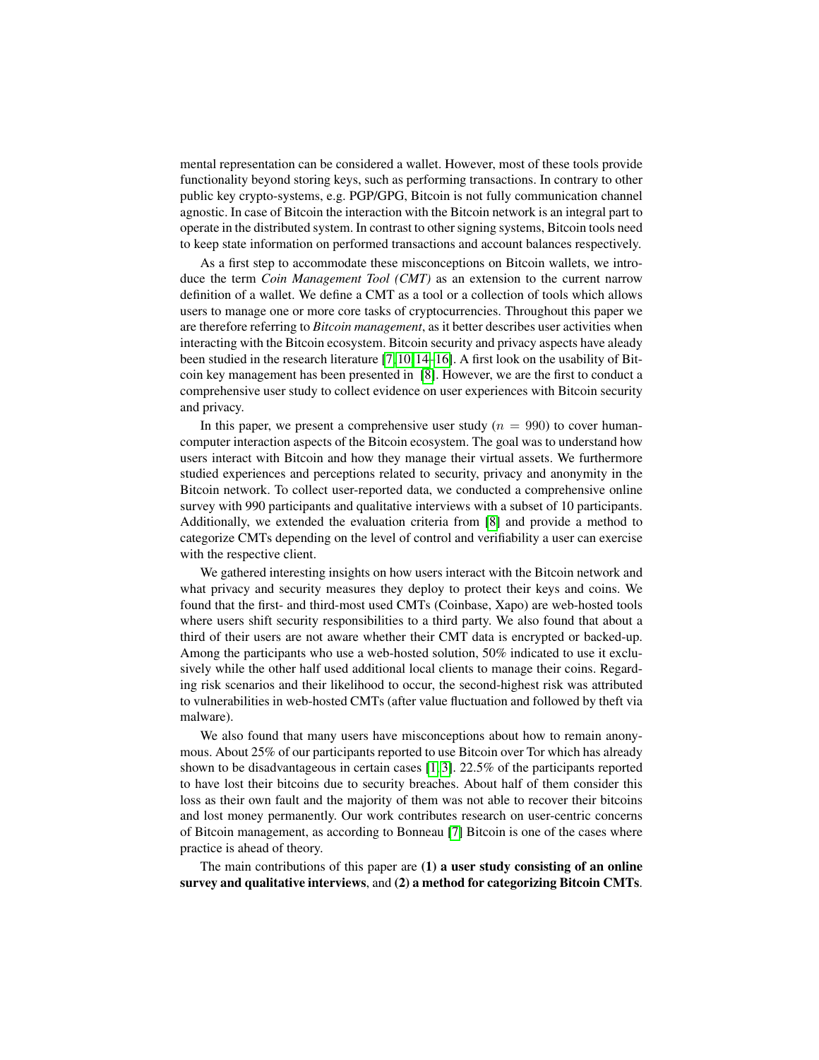mental representation can be considered a wallet. However, most of these tools provide functionality beyond storing keys, such as performing transactions. In contrary to other public key crypto-systems, e.g. PGP/GPG, Bitcoin is not fully communication channel agnostic. In case of Bitcoin the interaction with the Bitcoin network is an integral part to operate in the distributed system. In contrast to other signing systems, Bitcoin tools need to keep state information on performed transactions and account balances respectively.

As a first step to accommodate these misconceptions on Bitcoin wallets, we introduce the term *Coin Management Tool (CMT)* as an extension to the current narrow definition of a wallet. We define a CMT as a tool or a collection of tools which allows users to manage one or more core tasks of cryptocurrencies. Throughout this paper we are therefore referring to *Bitcoin management*, as it better describes user activities when interacting with the Bitcoin ecosystem. Bitcoin security and privacy aspects have aleady been studied in the research literature [7,10,14–16]. A first look on the usability of Bitcoin key management has been presented in [8]. However, we are the first to conduct a comprehensive user study to collect evidence on user experiences with Bitcoin security and privacy.

In this paper, we present a comprehensive user study ($n = 990$) to cover human-computer interaction aspects of the Bitcoin ecosystem. The goal was to understand how users interact with Bitcoin and how they manage their virtual assets. We furthermore studied experiences and perceptions related to security, privacy and anonymity in the Bitcoin network. To collect user-reported data, we conducted a comprehensive online survey with 990 participants and qualitative interviews with a subset of 10 participants. Additionally, we extended the evaluation criteria from [8] and provide a method to categorize CMTs depending on the level of control and verifiability a user can exercise with the respective client.

We gathered interesting insights on how users interact with the Bitcoin network and what privacy and security measures they deploy to protect their keys and coins. We found that the first- and third-most used CMTs (Coinbase, Xapo) are web-hosted tools where users shift security responsibilities to a third party. We also found that about a third of their users are not aware whether their CMT data is encrypted or backed-up. Among the participants who use a web-hosted solution, 50% indicated to use it exclusively while the other half used additional local clients to manage their coins. Regarding risk scenarios and their likelihood to occur, the second-highest risk was attributed to vulnerabilities in web-hosted CMTs (after value fluctuation and followed by theft via malware).

We also found that many users have misconceptions about how to remain anonymous. About 25% of our participants reported to use Bitcoin over Tor which has already shown to be disadvantageous in certain cases [1,3]. 22.5% of the participants reported to have lost their bitcoins due to security breaches. About half of them consider this loss as their own fault and the majority of them was not able to recover their bitcoins and lost money permanently. Our work contributes research on user-centric concerns of Bitcoin management, as according to Bonneau [7] Bitcoin is one of the cases where practice is ahead of theory.

The main contributions of this paper are **(1) a user study consisting of an online survey and qualitative interviews**, and **(2) a method for categorizing Bitcoin CMTs**.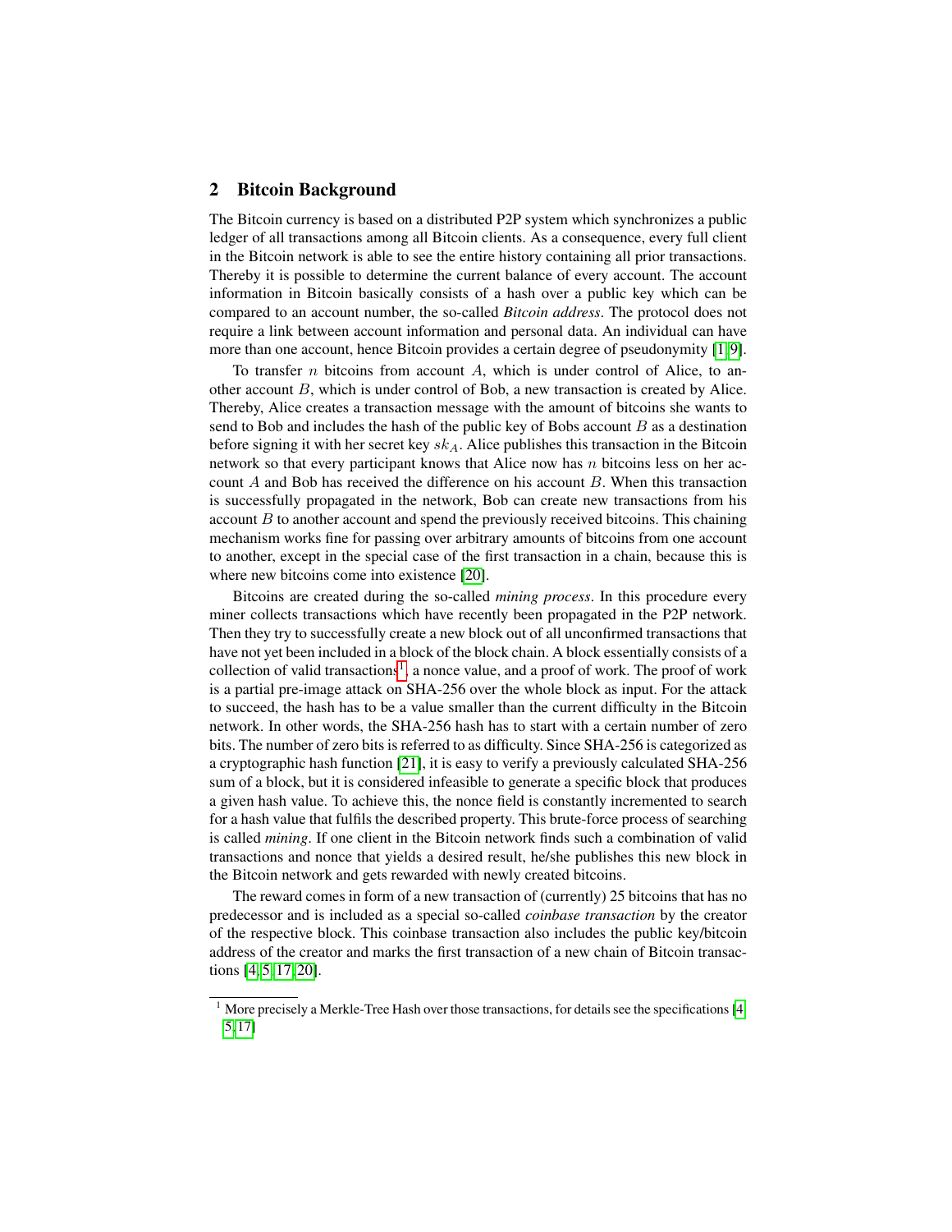## 2 Bitcoin Background

The Bitcoin currency is based on a distributed P2P system which synchronizes a public ledger of all transactions among all Bitcoin clients. As a consequence, every full client in the Bitcoin network is able to see the entire history containing all prior transactions. Thereby it is possible to determine the current balance of every account. The account information in Bitcoin basically consists of a hash over a public key which can be compared to an account number, the so-called *Bitcoin address*. The protocol does not require a link between account information and personal data. An individual can have more than one account, hence Bitcoin provides a certain degree of pseudonymity [1,9].

To transfer $n$ bitcoins from account $A$, which is under control of Alice, to another account $B$, which is under control of Bob, a new transaction is created by Alice. Thereby, Alice creates a transaction message with the amount of bitcoins she wants to send to Bob and includes the hash of the public key of Bobs account $B$ as a destination before signing it with her secret key $sk_A$. Alice publishes this transaction in the Bitcoin network so that every participant knows that Alice now has $n$ bitcoins less on her account $A$ and Bob has received the difference on his account $B$. When this transaction is successfully propagated in the network, Bob can create new transactions from his account $B$ to another account and spend the previously received bitcoins. This chaining mechanism works fine for passing over arbitrary amounts of bitcoins from one account to another, except in the special case of the first transaction in a chain, because this is where new bitcoins come into existence [20].

Bitcoins are created during the so-called *mining process*. In this procedure every miner collects transactions which have recently been propagated in the P2P network. Then they try to successfully create a new block out of all unconfirmed transactions that have not yet been included in a block of the block chain. A block essentially consists of a collection of valid transactions[1], a nonce value, and a proof of work. The proof of work is a partial pre-image attack on SHA-256 over the whole block as input. For the attack to succeed, the hash has to be a value smaller than the current difficulty in the Bitcoin network. In other words, the SHA-256 hash has to start with a certain number of zero bits. The number of zero bits is referred to as difficulty. Since SHA-256 is categorized as a cryptographic hash function [21], it is easy to verify a previously calculated SHA-256 sum of a block, but it is considered infeasible to generate a specific block that produces a given hash value. To achieve this, the nonce field is constantly incremented to search for a hash value that fulfils the described property. This brute-force process of searching is called *mining*. If one client in the Bitcoin network finds such a combination of valid transactions and nonce that yields a desired result, he/she publishes this new block in the Bitcoin network and gets rewarded with newly created bitcoins.

The reward comes in form of a new transaction of (currently) 25 bitcoins that has no predecessor and is included as a special so-called *coinbase transaction* by the creator of the respective block. This coinbase transaction also includes the public key/bitcoin address of the creator and marks the first transaction of a new chain of Bitcoin transactions [4,5,17,20].

---

[1] More precisely a Merkle-Tree Hash over those transactions, for details see the specifications [4,5,17]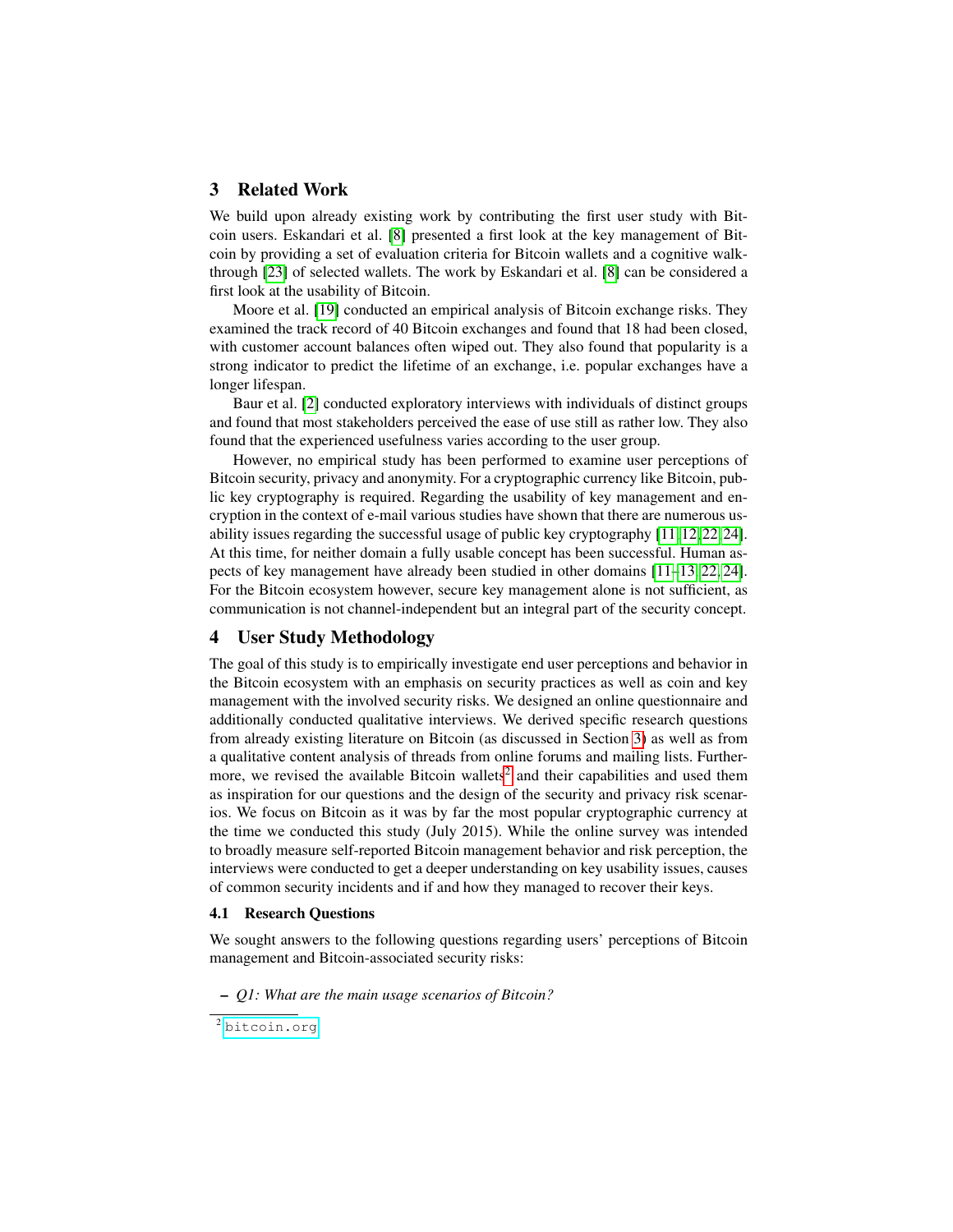## 3 Related Work

We build upon already existing work by contributing the first user study with Bitcoin users. Eskandari et al. [8] presented a first look at the key management of Bitcoin by providing a set of evaluation criteria for Bitcoin wallets and a cognitive walkthrough [23] of selected wallets. The work by Eskandari et al. [8] can be considered a first look at the usability of Bitcoin.

Moore et al. [19] conducted an empirical analysis of Bitcoin exchange risks. They examined the track record of 40 Bitcoin exchanges and found that 18 had been closed, with customer account balances often wiped out. They also found that popularity is a strong indicator to predict the lifetime of an exchange, i.e. popular exchanges have a longer lifespan.

Baur et al. [2] conducted exploratory interviews with individuals of distinct groups and found that most stakeholders perceived the ease of use still as rather low. They also found that the experienced usefulness varies according to the user group.

However, no empirical study has been performed to examine user perceptions of Bitcoin security, privacy and anonymity. For a cryptographic currency like Bitcoin, public key cryptography is required. Regarding the usability of key management and encryption in the context of e-mail various studies have shown that there are numerous usability issues regarding the successful usage of public key cryptography [11,12,22,24]. At this time, for neither domain a fully usable concept has been successful. Human aspects of key management have already been studied in other domains [11–13,22,24]. For the Bitcoin ecosystem however, secure key management alone is not sufficient, as communication is not channel-independent but an integral part of the security concept.

## 4 User Study Methodology

The goal of this study is to empirically investigate end user perceptions and behavior in the Bitcoin ecosystem with an emphasis on security practices as well as coin and key management with the involved security risks. We designed an online questionnaire and additionally conducted qualitative interviews. We derived specific research questions from already existing literature on Bitcoin (as discussed in Section 3) as well as from a qualitative content analysis of threads from online forums and mailing lists. Furthermore, we revised the available Bitcoin wallets[2] and their capabilities and used them as inspiration for our questions and the design of the security and privacy risk scenarios. We focus on Bitcoin as it was by far the most popular cryptographic currency at the time we conducted this study (July 2015). While the online survey was intended to broadly measure self-reported Bitcoin management behavior and risk perception, the interviews were conducted to get a deeper understanding on key usability issues, causes of common security incidents and if and how they managed to recover their keys.

### 4.1 Research Questions

We sought answers to the following questions regarding users' perceptions of Bitcoin management and Bitcoin-associated security risks:

- *Q1: What are the main usage scenarios of Bitcoin?*

[2] bitcoin.org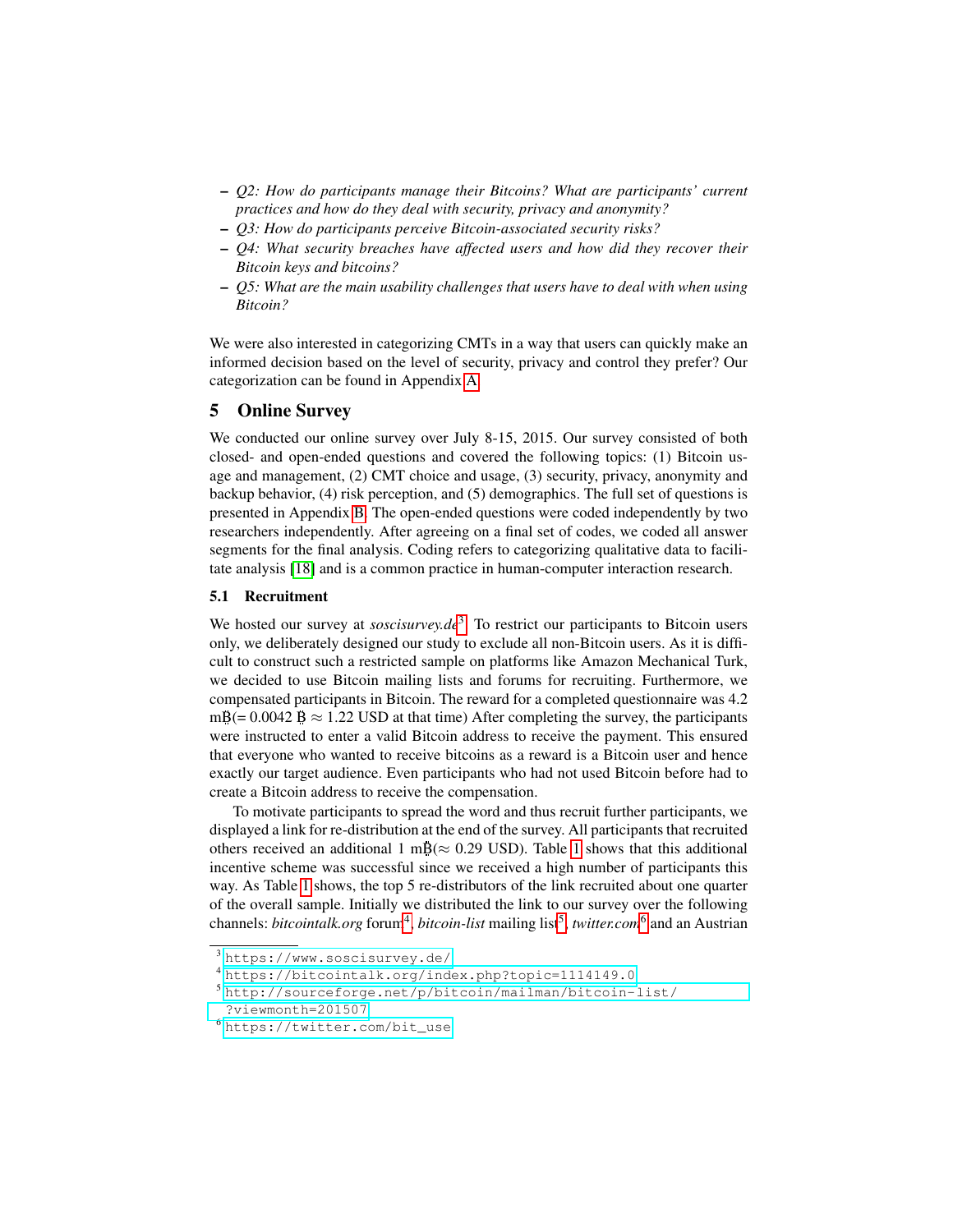- *Q2: How do participants manage their Bitcoins? What are participants' current practices and how do they deal with security, privacy and anonymity?*
- *Q3: How do participants perceive Bitcoin-associated security risks?*
- *Q4: What security breaches have affected users and how did they recover their Bitcoin keys and bitcoins?*
- *Q5: What are the main usability challenges that users have to deal with when using Bitcoin?*

We were also interested in categorizing CMTs in a way that users can quickly make an informed decision based on the level of security, privacy and control they prefer? Our categorization can be found in Appendix A.

## 5 Online Survey

We conducted our online survey over July 8-15, 2015. Our survey consisted of both closed- and open-ended questions and covered the following topics: (1) Bitcoin usage and management, (2) CMT choice and usage, (3) security, privacy, anonymity and backup behavior, (4) risk perception, and (5) demographics. The full set of questions is presented in Appendix B. The open-ended questions were coded independently by two researchers independently. After agreeing on a final set of codes, we coded all answer segments for the final analysis. Coding refers to categorizing qualitative data to facilitate analysis [18] and is a common practice in human-computer interaction research.

### 5.1 Recruitment

We hosted our survey at *soscisurvey.de*[3]. To restrict our participants to Bitcoin users only, we deliberately designed our study to exclude all non-Bitcoin users. As it is difficult to construct such a restricted sample on platforms like Amazon Mechanical Turk, we decided to use Bitcoin mailing lists and forums for recruiting. Furthermore, we compensated participants in Bitcoin. The reward for a completed questionnaire was 4.2 mɃ(= 0.0042 Ƀ ≈ 1.22 USD at that time) After completing the survey, the participants were instructed to enter a valid Bitcoin address to receive the payment. This ensured that everyone who wanted to receive bitcoins as a reward is a Bitcoin user and hence exactly our target audience. Even participants who had not used Bitcoin before had to create a Bitcoin address to receive the compensation.

To motivate participants to spread the word and thus recruit further participants, we displayed a link for re-distribution at the end of the survey. All participants that recruited others received an additional 1 mɃ(≈ 0.29 USD). Table 1 shows that this additional incentive scheme was successful since we received a high number of participants this way. As Table 1 shows, the top 5 re-distributors of the link recruited about one quarter of the overall sample. Initially we distributed the link to our survey over the following channels: *bitcointalk.org* forum[4], *bitcoin-list* mailing list[5], *twitter.com*[6] and an Austrian

[3] https://www.soscisurvey.de/

[4] https://bitcointalk.org/index.php?topic=1114149.0

[5] http://sourceforge.net/p/bitcoin/mailman/bitcoin-list/?viewmonth=201507

[6] https://twitter.com/bit_use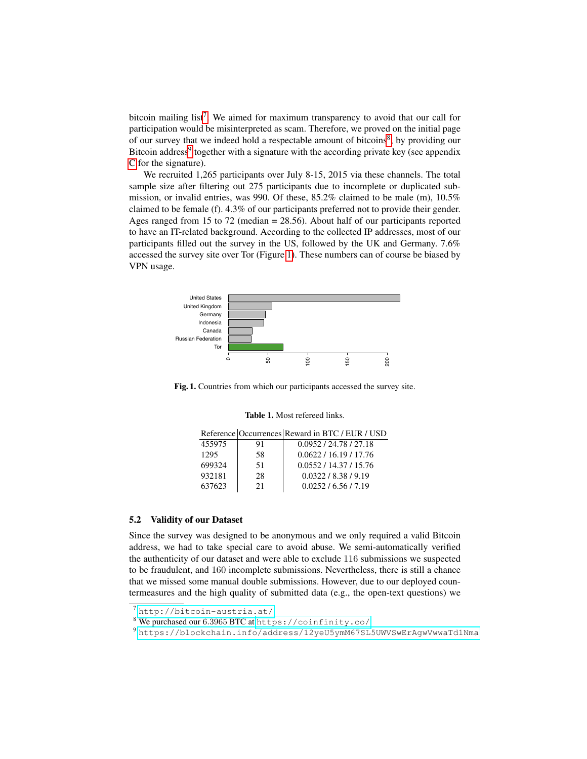bitcoin mailing list[7]. We aimed for maximum transparency to avoid that our call for participation would be misinterpreted as scam. Therefore, we proved on the initial page of our survey that we indeed hold a respectable amount of bitcoins[8], by providing our Bitcoin address[9] together with a signature with the according private key (see appendix C for the signature).

We recruited 1,265 participants over July 8-15, 2015 via these channels. The total sample size after filtering out 275 participants due to incomplete or duplicated submission, or invalid entries, was 990. Of these, 85.2% claimed to be male (m), 10.5% claimed to be female (f). 4.3% of our participants preferred not to provide their gender. Ages ranged from 15 to 72 (median = 28.56). About half of our participants reported to have an IT-related background. According to the collected IP addresses, most of our participants filled out the survey in the US, followed by the UK and Germany. 7.6% accessed the survey site over Tor (Figure 1). These numbers can of course be biased by VPN usage.

**Fig. 1.** Countries from which our participants accessed the survey site.

**Table 1.** Most refereed links.

| Reference | Occurrences | Reward in BTC / EUR / USD |
|---|---|---|
| 455975 | 91 | 0.0952 / 24.78 / 27.18 |
| 1295 | 58 | 0.0622 / 16.19 / 17.76 |
| 699324 | 51 | 0.0552 / 14.37 / 15.76 |
| 932181 | 28 | 0.0322 / 8.38 / 9.19 |
| 637623 | 21 | 0.0252 / 6.56 / 7.19 |

### 5.2 Validity of our Dataset

Since the survey was designed to be anonymous and we only required a valid Bitcoin address, we had to take special care to avoid abuse. We semi-automatically verified the authenticity of our dataset and were able to exclude 116 submissions we suspected to be fraudulent, and 160 incomplete submissions. Nevertheless, there is still a chance that we missed some manual double submissions. However, due to our deployed countermeasures and the high quality of submitted data (e.g., the open-text questions) we

[7] http://bitcoin-austria.at/

[8] We purchased our 6.3965 BTC at https://coinfinity.co/

[9] https://blockchain.info/address/12yeU5ymM67SL5UWVSwErAgwVwwaTd1Nma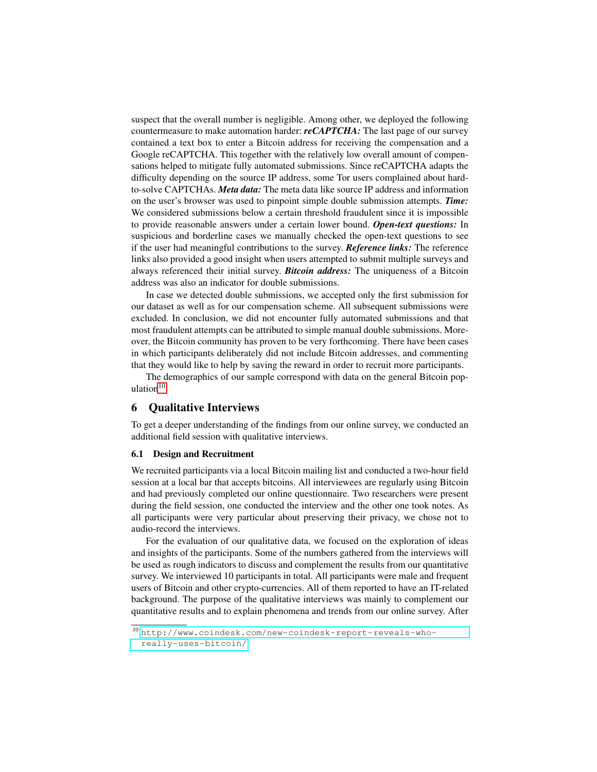suspect that the overall number is negligible. Among other, we deployed the following countermeasure to make automation harder: ***reCAPTCHA:*** The last page of our survey contained a text box to enter a Bitcoin address for receiving the compensation and a Google reCAPTCHA. This together with the relatively low overall amount of compensations helped to mitigate fully automated submissions. Since reCAPTCHA adapts the difficulty depending on the source IP address, some Tor users complained about hard-to-solve CAPTCHAs. ***Meta data:*** The meta data like source IP address and information on the user's browser was used to pinpoint simple double submission attempts. ***Time:*** We considered submissions below a certain threshold fraudulent since it is impossible to provide reasonable answers under a certain lower bound. ***Open-text questions:*** In suspicious and borderline cases we manually checked the open-text questions to see if the user had meaningful contributions to the survey. ***Reference links:*** The reference links also provided a good insight when users attempted to submit multiple surveys and always referenced their initial survey. ***Bitcoin address:*** The uniqueness of a Bitcoin address was also an indicator for double submissions.

In case we detected double submissions, we accepted only the first submission for our dataset as well as for our compensation scheme. All subsequent submissions were excluded. In conclusion, we did not encounter fully automated submissions and that most fraudulent attempts can be attributed to simple manual double submissions. Moreover, the Bitcoin community has proven to be very forthcoming. There have been cases in which participants deliberately did not include Bitcoin addresses, and commenting that they would like to help by saving the reward in order to recruit more participants.

The demographics of our sample correspond with data on the general Bitcoin population[10].

## 6 Qualitative Interviews

To get a deeper understanding of the findings from our online survey, we conducted an additional field session with qualitative interviews.

### 6.1 Design and Recruitment

We recruited participants via a local Bitcoin mailing list and conducted a two-hour field session at a local bar that accepts bitcoins. All interviewees are regularly using Bitcoin and had previously completed our online questionnaire. Two researchers were present during the field session, one conducted the interview and the other one took notes. As all participants were very particular about preserving their privacy, we chose not to audio-record the interviews.

For the evaluation of our qualitative data, we focused on the exploration of ideas and insights of the participants. Some of the numbers gathered from the interviews will be used as rough indicators to discuss and complement the results from our quantitative survey. We interviewed 10 participants in total. All participants were male and frequent users of Bitcoin and other crypto-currencies. All of them reported to have an IT-related background. The purpose of the qualitative interviews was mainly to complement our quantitative results and to explain phenomena and trends from our online survey. After

[10] http://www.coindesk.com/new-coindesk-report-reveals-who-really-uses-bitcoin/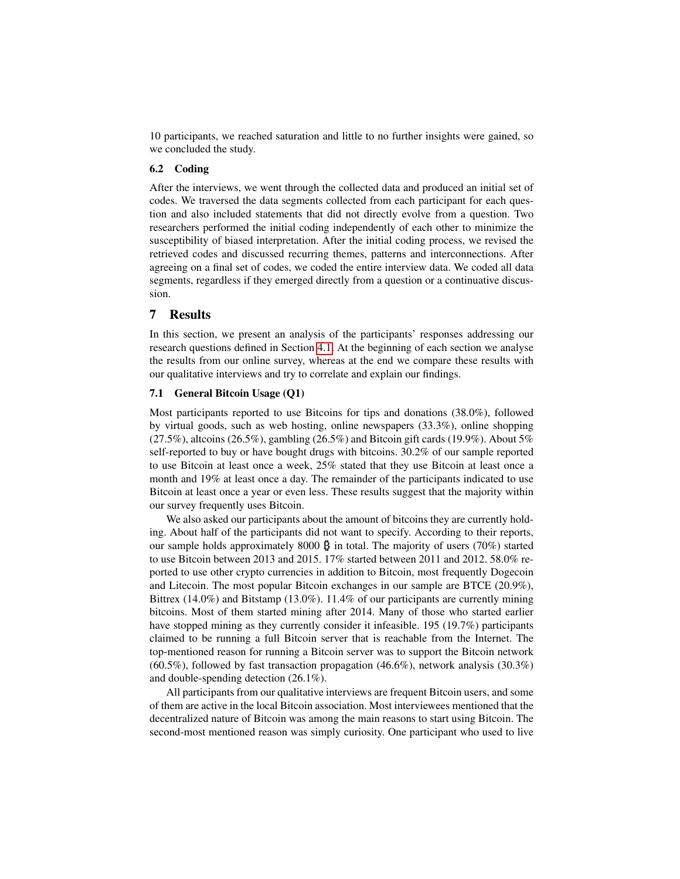10 participants, we reached saturation and little to no further insights were gained, so we concluded the study.

### 6.2 Coding

After the interviews, we went through the collected data and produced an initial set of codes. We traversed the data segments collected from each participant for each question and also included statements that did not directly evolve from a question. Two researchers performed the initial coding independently of each other to minimize the susceptibility of biased interpretation. After the initial coding process, we revised the retrieved codes and discussed recurring themes, patterns and interconnections. After agreeing on a final set of codes, we coded the entire interview data. We coded all data segments, regardless if they emerged directly from a question or a continuative discussion.

## 7 Results

In this section, we present an analysis of the participants' responses addressing our research questions defined in Section 4.1. At the beginning of each section we analyse the results from our online survey, whereas at the end we compare these results with our qualitative interviews and try to correlate and explain our findings.

### 7.1 General Bitcoin Usage (Q1)

Most participants reported to use Bitcoins for tips and donations (38.0%), followed by virtual goods, such as web hosting, online newspapers (33.3%), online shopping (27.5%), altcoins (26.5%), gambling (26.5%) and Bitcoin gift cards (19.9%). About 5% self-reported to buy or have bought drugs with bitcoins. 30.2% of our sample reported to use Bitcoin at least once a week, 25% stated that they use Bitcoin at least once a month and 19% at least once a day. The remainder of the participants indicated to use Bitcoin at least once a year or even less. These results suggest that the majority within our survey frequently uses Bitcoin.

We also asked our participants about the amount of bitcoins they are currently holding. About half of the participants did not want to specify. According to their reports, our sample holds approximately 8000 ₿ in total. The majority of users (70%) started to use Bitcoin between 2013 and 2015. 17% started between 2011 and 2012. 58.0% reported to use other crypto currencies in addition to Bitcoin, most frequently Dogecoin and Litecoin. The most popular Bitcoin exchanges in our sample are BTCE (20.9%), Bittrex (14.0%) and Bitstamp (13.0%). 11.4% of our participants are currently mining bitcoins. Most of them started mining after 2014. Many of those who started earlier have stopped mining as they currently consider it infeasible. 195 (19.7%) participants claimed to be running a full Bitcoin server that is reachable from the Internet. The top-mentioned reason for running a Bitcoin server was to support the Bitcoin network (60.5%), followed by fast transaction propagation (46.6%), network analysis (30.3%) and double-spending detection (26.1%).

All participants from our qualitative interviews are frequent Bitcoin users, and some of them are active in the local Bitcoin association. Most interviewees mentioned that the decentralized nature of Bitcoin was among the main reasons to start using Bitcoin. The second-most mentioned reason was simply curiosity. One participant who used to live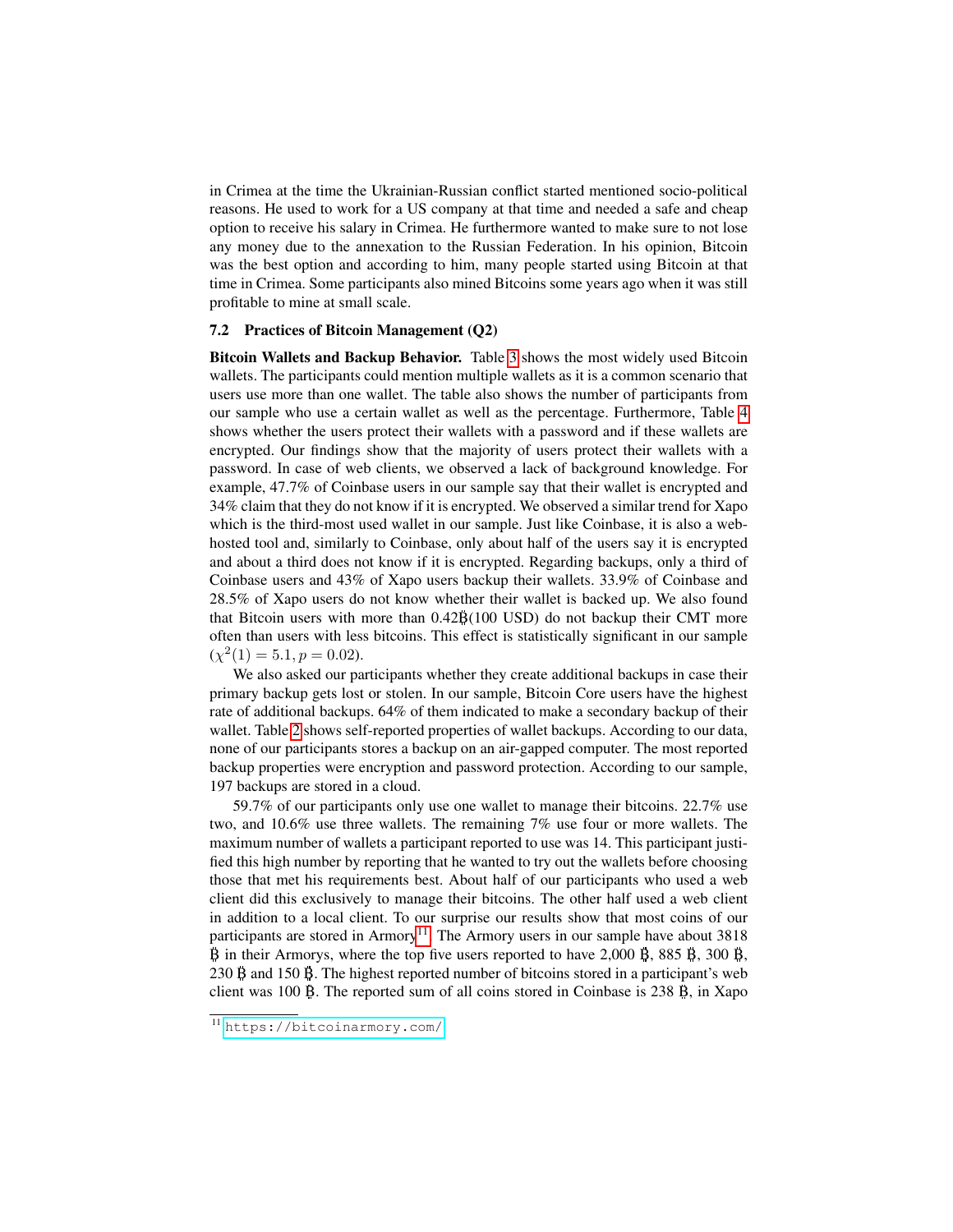in Crimea at the time the Ukrainian-Russian conflict started mentioned socio-political reasons. He used to work for a US company at that time and needed a safe and cheap option to receive his salary in Crimea. He furthermore wanted to make sure to not lose any money due to the annexation to the Russian Federation. In his opinion, Bitcoin was the best option and according to him, many people started using Bitcoin at that time in Crimea. Some participants also mined Bitcoins some years ago when it was still profitable to mine at small scale.

### 7.2 Practices of Bitcoin Management (Q2)

**Bitcoin Wallets and Backup Behavior.** Table 3 shows the most widely used Bitcoin wallets. The participants could mention multiple wallets as it is a common scenario that users use more than one wallet. The table also shows the number of participants from our sample who use a certain wallet as well as the percentage. Furthermore, Table 4 shows whether the users protect their wallets with a password and if these wallets are encrypted. Our findings show that the majority of users protect their wallets with a password. In case of web clients, we observed a lack of background knowledge. For example, 47.7% of Coinbase users in our sample say that their wallet is encrypted and 34% claim that they do not know if it is encrypted. We observed a similar trend for Xapo which is the third-most used wallet in our sample. Just like Coinbase, it is also a web-hosted tool and, similarly to Coinbase, only about half of the users say it is encrypted and about a third does not know if it is encrypted. Regarding backups, only a third of Coinbase users and 43% of Xapo users backup their wallets. 33.9% of Coinbase and 28.5% of Xapo users do not know whether their wallet is backed up. We also found that Bitcoin users with more than 0.42Ƀ(100 USD) do not backup their CMT more often than users with less bitcoins. This effect is statistically significant in our sample ($\chi^2(1) = 5.1, p = 0.02$).

We also asked our participants whether they create additional backups in case their primary backup gets lost or stolen. In our sample, Bitcoin Core users have the highest rate of additional backups. 64% of them indicated to make a secondary backup of their wallet. Table 2 shows self-reported properties of wallet backups. According to our data, none of our participants stores a backup on an air-gapped computer. The most reported backup properties were encryption and password protection. According to our sample, 197 backups are stored in a cloud.

59.7% of our participants only use one wallet to manage their bitcoins. 22.7% use two, and 10.6% use three wallets. The remaining 7% use four or more wallets. The maximum number of wallets a participant reported to use was 14. This participant justified this high number by reporting that he wanted to try out the wallets before choosing those that met his requirements best. About half of our participants who used a web client did this exclusively to manage their bitcoins. The other half used a web client in addition to a local client. To our surprise our results show that most coins of our participants are stored in Armory[11]. The Armory users in our sample have about 3818 Ƀ in their Armorys, where the top five users reported to have 2,000 Ƀ, 885 Ƀ, 300 Ƀ, 230 Ƀ and 150 Ƀ. The highest reported number of bitcoins stored in a participant's web client was 100 Ƀ. The reported sum of all coins stored in Coinbase is 238 Ƀ, in Xapo

[11] https://bitcoinarmory.com/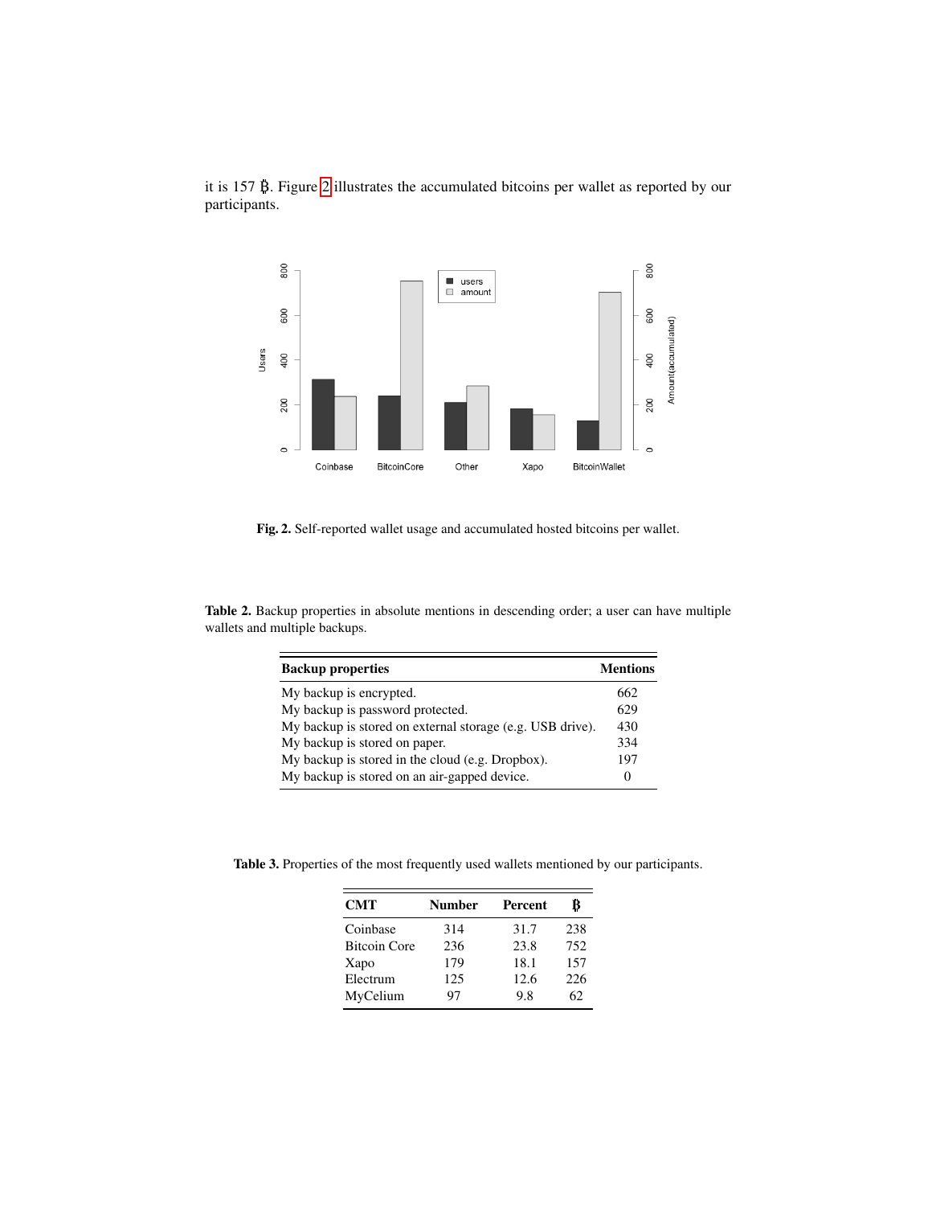it is 157 ₿. Figure 2 illustrates the accumulated bitcoins per wallet as reported by our participants.

Fig. 2. Self-reported wallet usage and accumulated hosted bitcoins per wallet.

Table 2. Backup properties in absolute mentions in descending order; a user can have multiple wallets and multiple backups.

| Backup properties | Mentions |
|---|---|
| My backup is encrypted. | 662 |
| My backup is password protected. | 629 |
| My backup is stored on external storage (e.g. USB drive). | 430 |
| My backup is stored on paper. | 334 |
| My backup is stored in the cloud (e.g. Dropbox). | 197 |
| My backup is stored on an air-gapped device. | 0 |

Table 3. Properties of the most frequently used wallets mentioned by our participants.

| CMT | Number | Percent | ₿ |
|---|---|---|---|
| Coinbase | 314 | 31.7 | 238 |
| Bitcoin Core | 236 | 23.8 | 752 |
| Xapo | 179 | 18.1 | 157 |
| Electrum | 125 | 12.6 | 226 |
| MyCelium | 97 | 9.8 | 62 |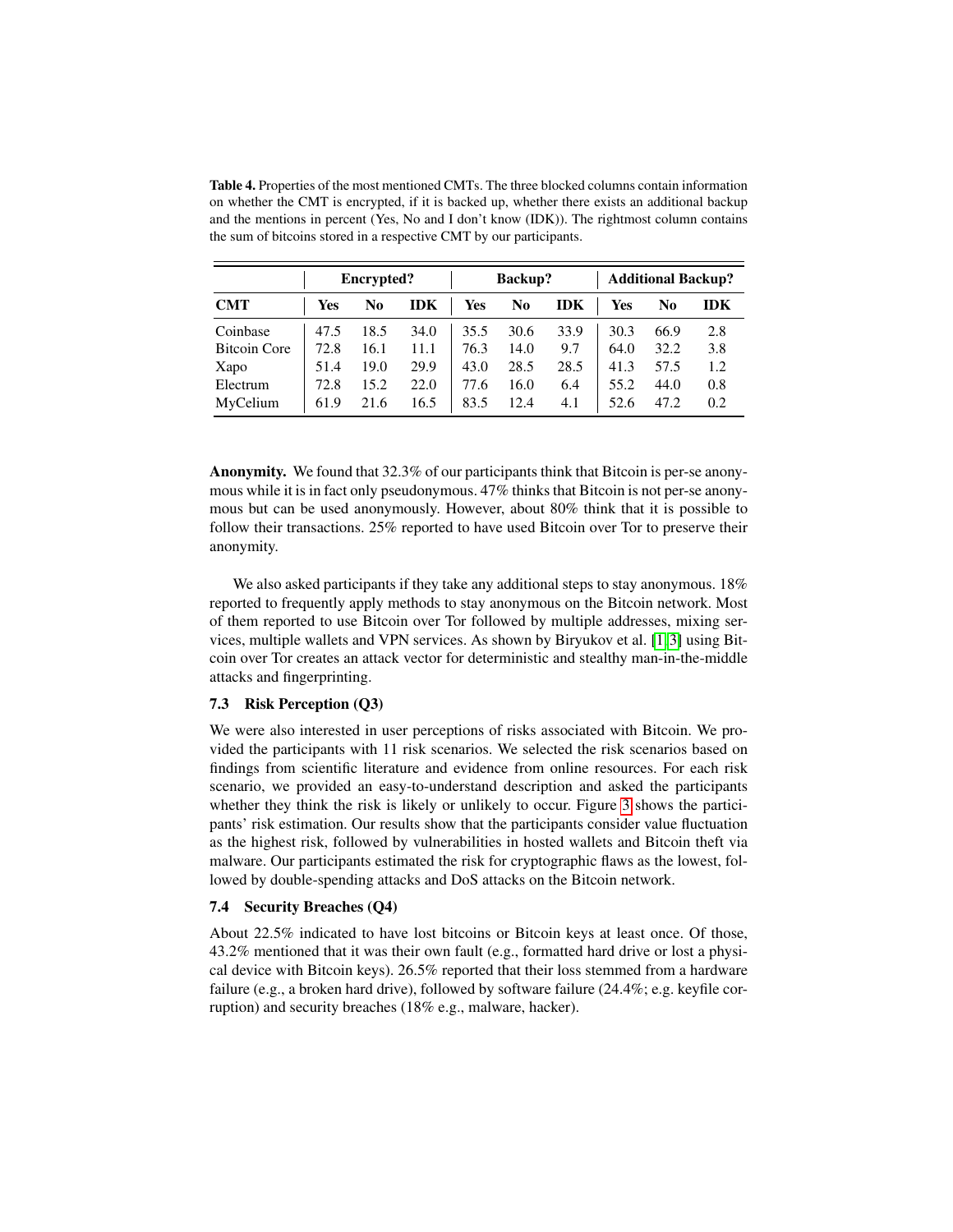**Table 4.** Properties of the most mentioned CMTs. The three blocked columns contain information on whether the CMT is encrypted, if it is backed up, whether there exists an additional backup and the mentions in percent (Yes, No and I don't know (IDK)). The rightmost column contains the sum of bitcoins stored in a respective CMT by our participants.

| | **Encrypted?** | | | **Backup?** | | | **Additional Backup?** | | |
|---|---|---|---|---|---|---|---|---|---|
| **CMT** | **Yes** | **No** | **IDK** | **Yes** | **No** | **IDK** | **Yes** | **No** | **IDK** |
| Coinbase | 47.5 | 18.5 | 34.0 | 35.5 | 30.6 | 33.9 | 30.3 | 66.9 | 2.8 |
| Bitcoin Core | 72.8 | 16.1 | 11.1 | 76.3 | 14.0 | 9.7 | 64.0 | 32.2 | 3.8 |
| Xapo | 51.4 | 19.0 | 29.9 | 43.0 | 28.5 | 28.5 | 41.3 | 57.5 | 1.2 |
| Electrum | 72.8 | 15.2 | 22.0 | 77.6 | 16.0 | 6.4 | 55.2 | 44.0 | 0.8 |
| MyCelium | 61.9 | 21.6 | 16.5 | 83.5 | 12.4 | 4.1 | 52.6 | 47.2 | 0.2 |

**Anonymity.** We found that 32.3% of our participants think that Bitcoin is per-se anonymous while it is in fact only pseudonymous. 47% thinks that Bitcoin is not per-se anonymous but can be used anonymously. However, about 80% think that it is possible to follow their transactions. 25% reported to have used Bitcoin over Tor to preserve their anonymity.

We also asked participants if they take any additional steps to stay anonymous. 18% reported to frequently apply methods to stay anonymous on the Bitcoin network. Most of them reported to use Bitcoin over Tor followed by multiple addresses, mixing services, multiple wallets and VPN services. As shown by Biryukov et al. [1,3] using Bitcoin over Tor creates an attack vector for deterministic and stealthy man-in-the-middle attacks and fingerprinting.

### 7.3 Risk Perception (Q3)

We were also interested in user perceptions of risks associated with Bitcoin. We provided the participants with 11 risk scenarios. We selected the risk scenarios based on findings from scientific literature and evidence from online resources. For each risk scenario, we provided an easy-to-understand description and asked the participants whether they think the risk is likely or unlikely to occur. Figure 3 shows the participants' risk estimation. Our results show that the participants consider value fluctuation as the highest risk, followed by vulnerabilities in hosted wallets and Bitcoin theft via malware. Our participants estimated the risk for cryptographic flaws as the lowest, followed by double-spending attacks and DoS attacks on the Bitcoin network.

### 7.4 Security Breaches (Q4)

About 22.5% indicated to have lost bitcoins or Bitcoin keys at least once. Of those, 43.2% mentioned that it was their own fault (e.g., formatted hard drive or lost a physical device with Bitcoin keys). 26.5% reported that their loss stemmed from a hardware failure (e.g., a broken hard drive), followed by software failure (24.4%; e.g. keyfile corruption) and security breaches (18% e.g., malware, hacker).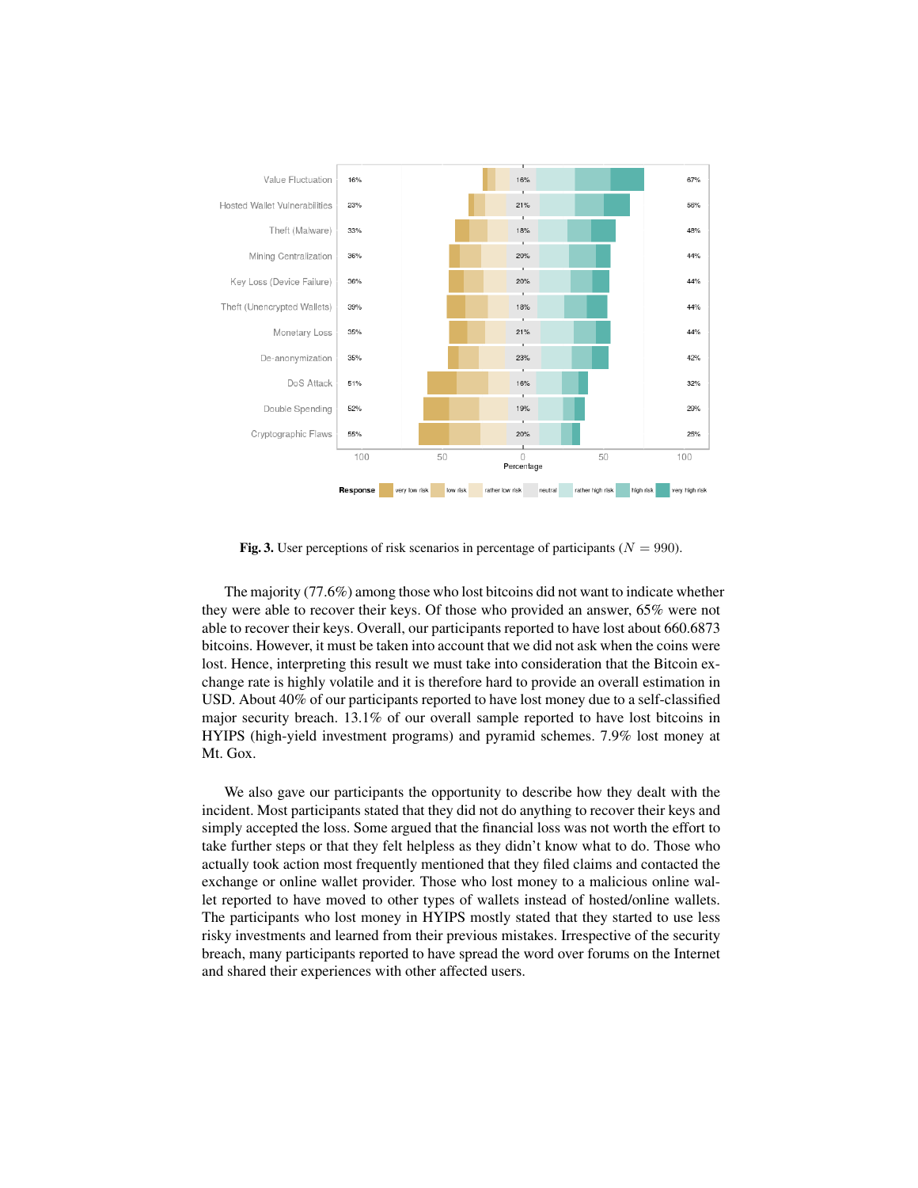Fig. 3. User perceptions of risk scenarios in percentage of participants ($N = 990$).

The majority (77.6%) among those who lost bitcoins did not want to indicate whether they were able to recover their keys. Of those who provided an answer, 65% were not able to recover their keys. Overall, our participants reported to have lost about 660.6873 bitcoins. However, it must be taken into account that we did not ask when the coins were lost. Hence, interpreting this result we must take into consideration that the Bitcoin exchange rate is highly volatile and it is therefore hard to provide an overall estimation in USD. About 40% of our participants reported to have lost money due to a self-classified major security breach. 13.1% of our overall sample reported to have lost bitcoins in HYIPS (high-yield investment programs) and pyramid schemes. 7.9% lost money at Mt. Gox.

We also gave our participants the opportunity to describe how they dealt with the incident. Most participants stated that they did not do anything to recover their keys and simply accepted the loss. Some argued that the financial loss was not worth the effort to take further steps or that they felt helpless as they didn't know what to do. Those who actually took action most frequently mentioned that they filed claims and contacted the exchange or online wallet provider. Those who lost money to a malicious online wallet reported to have moved to other types of wallets instead of hosted/online wallets. The participants who lost money in HYIPS mostly stated that they started to use less risky investments and learned from their previous mistakes. Irrespective of the security breach, many participants reported to have spread the word over forums on the Internet and shared their experiences with other affected users.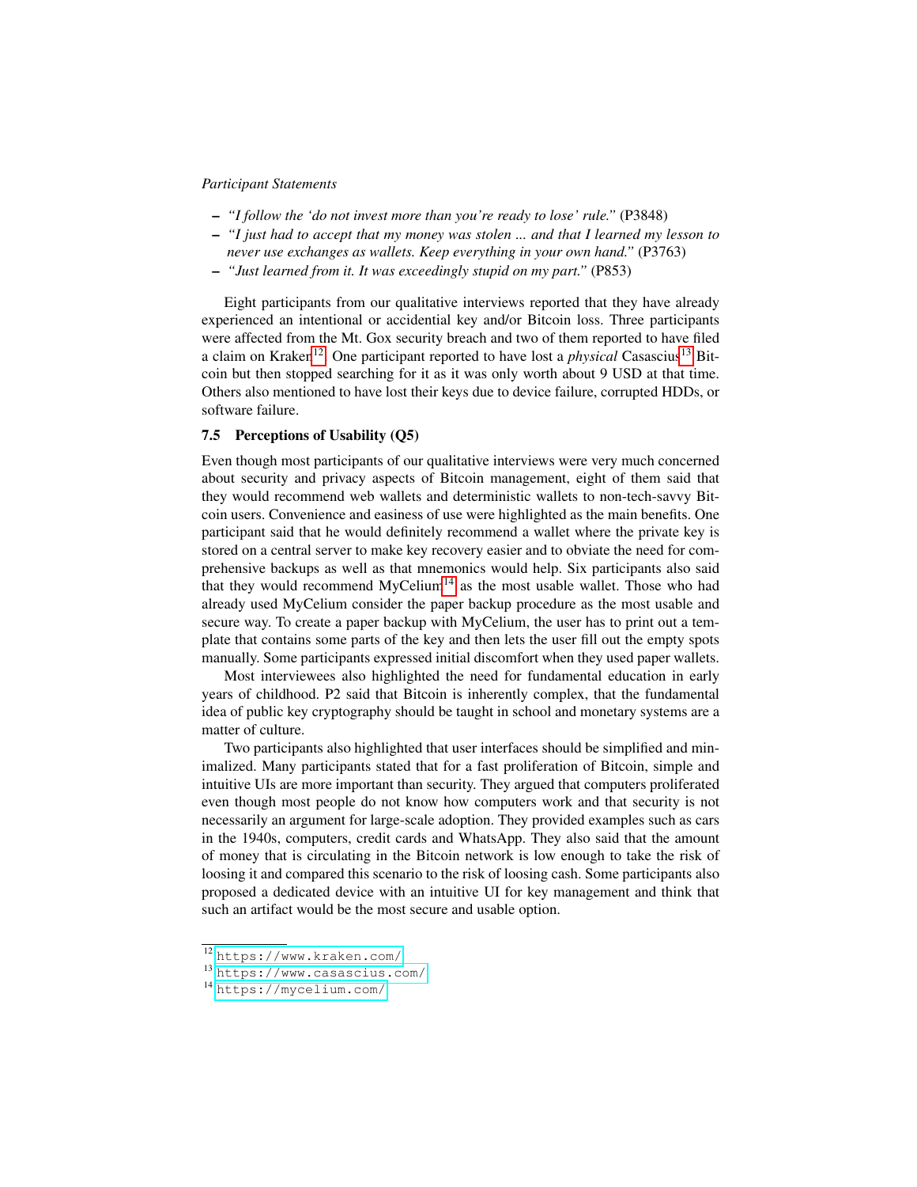*Participant Statements*

- *"I follow the 'do not invest more than you're ready to lose' rule."* (P3848)
- *"I just had to accept that my money was stolen ... and that I learned my lesson to never use exchanges as wallets. Keep everything in your own hand."* (P3763)
- *"Just learned from it. It was exceedingly stupid on my part."* (P853)

Eight participants from our qualitative interviews reported that they have already experienced an intentional or accidential key and/or Bitcoin loss. Three participants were affected from the Mt. Gox security breach and two of them reported to have filed a claim on Kraken[12]. One participant reported to have lost a *physical* Casascius[13] Bitcoin but then stopped searching for it as it was only worth about 9 USD at that time. Others also mentioned to have lost their keys due to device failure, corrupted HDDs, or software failure.

### 7.5 Perceptions of Usability (Q5)

Even though most participants of our qualitative interviews were very much concerned about security and privacy aspects of Bitcoin management, eight of them said that they would recommend web wallets and deterministic wallets to non-tech-savvy Bitcoin users. Convenience and easiness of use were highlighted as the main benefits. One participant said that he would definitely recommend a wallet where the private key is stored on a central server to make key recovery easier and to obviate the need for comprehensive backups as well as that mnemonics would help. Six participants also said that they would recommend MyCelium[14] as the most usable wallet. Those who had already used MyCelium consider the paper backup procedure as the most usable and secure way. To create a paper backup with MyCelium, the user has to print out a template that contains some parts of the key and then lets the user fill out the empty spots manually. Some participants expressed initial discomfort when they used paper wallets.

Most interviewees also highlighted the need for fundamental education in early years of childhood. P2 said that Bitcoin is inherently complex, that the fundamental idea of public key cryptography should be taught in school and monetary systems are a matter of culture.

Two participants also highlighted that user interfaces should be simplified and minimalized. Many participants stated that for a fast proliferation of Bitcoin, simple and intuitive UIs are more important than security. They argued that computers proliferated even though most people do not know how computers work and that security is not necessarily an argument for large-scale adoption. They provided examples such as cars in the 1940s, computers, credit cards and WhatsApp. They also said that the amount of money that is circulating in the Bitcoin network is low enough to take the risk of loosing it and compared this scenario to the risk of loosing cash. Some participants also proposed a dedicated device with an intuitive UI for key management and think that such an artifact would be the most secure and usable option.

[12] https://www.kraken.com/

[13] https://www.casascius.com/

[14] https://mycelium.com/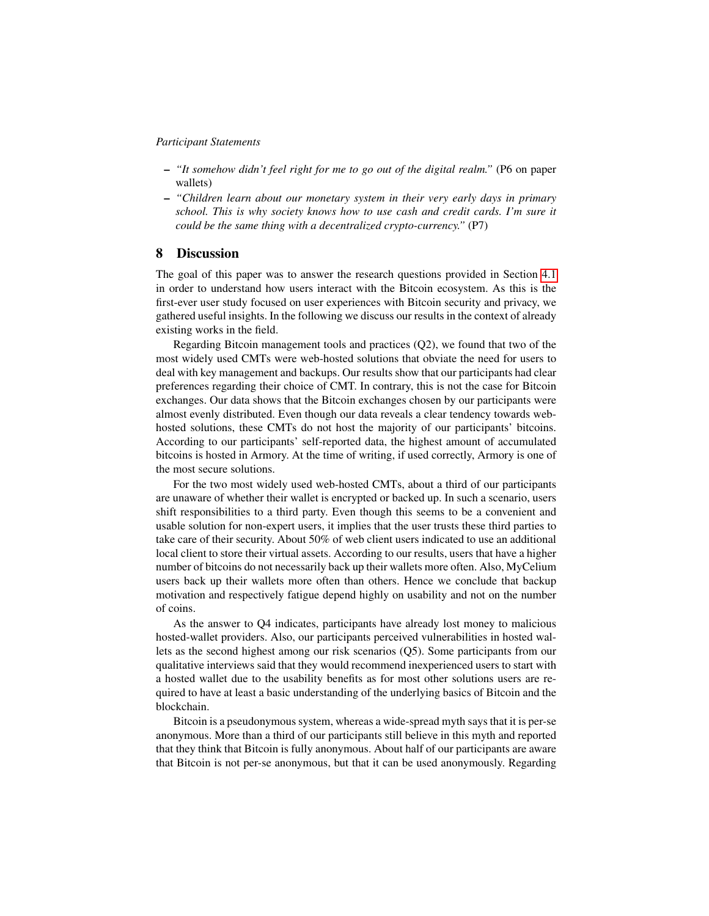*Participant Statements*

- *"It somehow didn't feel right for me to go out of the digital realm."* (P6 on paper wallets)
- *"Children learn about our monetary system in their very early days in primary school. This is why society knows how to use cash and credit cards. I'm sure it could be the same thing with a decentralized crypto-currency."* (P7)

## 8 Discussion

The goal of this paper was to answer the research questions provided in Section 4.1 in order to understand how users interact with the Bitcoin ecosystem. As this is the first-ever user study focused on user experiences with Bitcoin security and privacy, we gathered useful insights. In the following we discuss our results in the context of already existing works in the field.

Regarding Bitcoin management tools and practices (Q2), we found that two of the most widely used CMTs were web-hosted solutions that obviate the need for users to deal with key management and backups. Our results show that our participants had clear preferences regarding their choice of CMT. In contrary, this is not the case for Bitcoin exchanges. Our data shows that the Bitcoin exchanges chosen by our participants were almost evenly distributed. Even though our data reveals a clear tendency towards web-hosted solutions, these CMTs do not host the majority of our participants' bitcoins. According to our participants' self-reported data, the highest amount of accumulated bitcoins is hosted in Armory. At the time of writing, if used correctly, Armory is one of the most secure solutions.

For the two most widely used web-hosted CMTs, about a third of our participants are unaware of whether their wallet is encrypted or backed up. In such a scenario, users shift responsibilities to a third party. Even though this seems to be a convenient and usable solution for non-expert users, it implies that the user trusts these third parties to take care of their security. About 50% of web client users indicated to use an additional local client to store their virtual assets. According to our results, users that have a higher number of bitcoins do not necessarily back up their wallets more often. Also, MyCelium users back up their wallets more often than others. Hence we conclude that backup motivation and respectively fatigue depend highly on usability and not on the number of coins.

As the answer to Q4 indicates, participants have already lost money to malicious hosted-wallet providers. Also, our participants perceived vulnerabilities in hosted wallets as the second highest among our risk scenarios (Q5). Some participants from our qualitative interviews said that they would recommend inexperienced users to start with a hosted wallet due to the usability benefits as for most other solutions users are required to have at least a basic understanding of the underlying basics of Bitcoin and the blockchain.

Bitcoin is a pseudonymous system, whereas a wide-spread myth says that it is per-se anonymous. More than a third of our participants still believe in this myth and reported that they think that Bitcoin is fully anonymous. About half of our participants are aware that Bitcoin is not per-se anonymous, but that it can be used anonymously. Regarding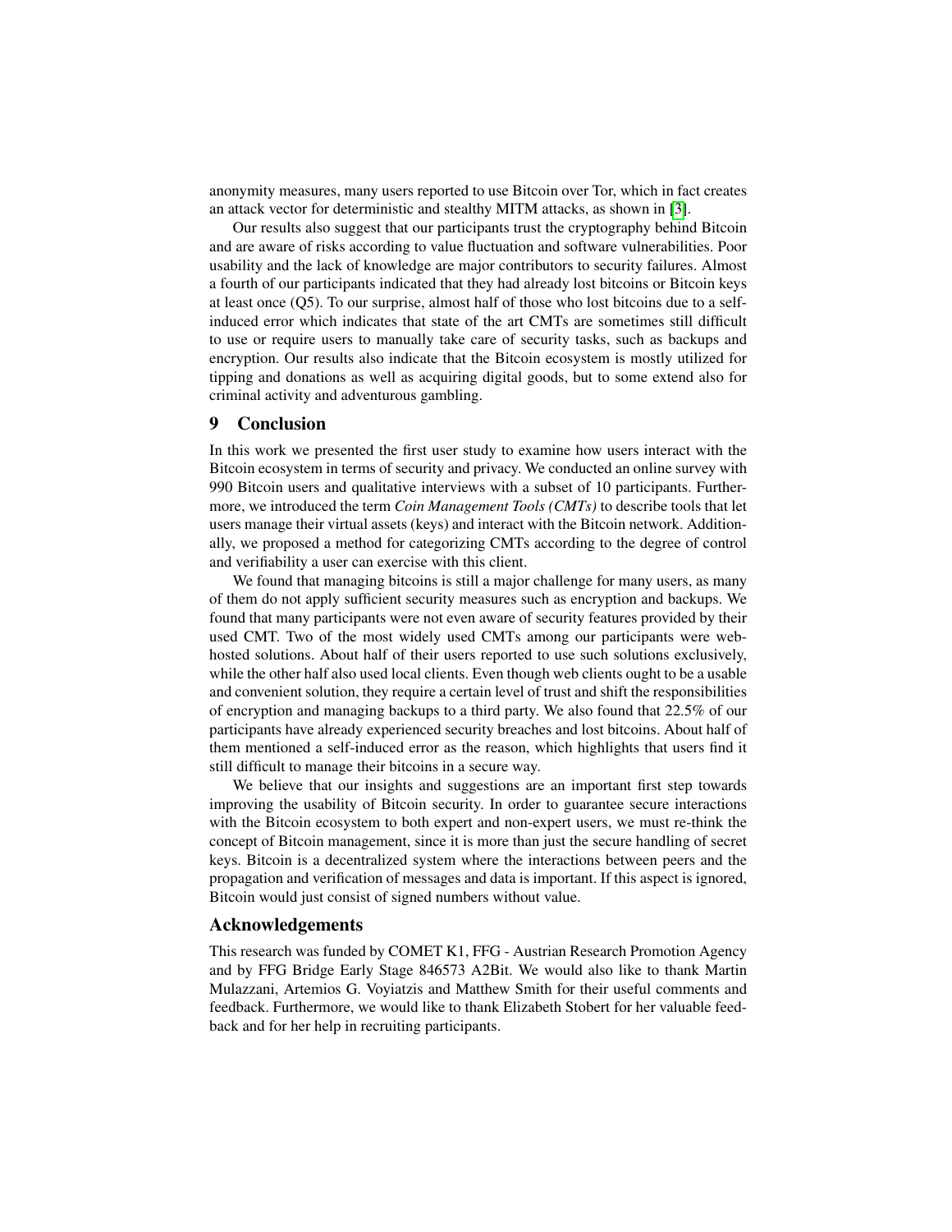anonymity measures, many users reported to use Bitcoin over Tor, which in fact creates an attack vector for deterministic and stealthy MITM attacks, as shown in [3].

Our results also suggest that our participants trust the cryptography behind Bitcoin and are aware of risks according to value fluctuation and software vulnerabilities. Poor usability and the lack of knowledge are major contributors to security failures. Almost a fourth of our participants indicated that they had already lost bitcoins or Bitcoin keys at least once (Q5). To our surprise, almost half of those who lost bitcoins due to a self-induced error which indicates that state of the art CMTs are sometimes still difficult to use or require users to manually take care of security tasks, such as backups and encryption. Our results also indicate that the Bitcoin ecosystem is mostly utilized for tipping and donations as well as acquiring digital goods, but to some extend also for criminal activity and adventurous gambling.

## 9 Conclusion

In this work we presented the first user study to examine how users interact with the Bitcoin ecosystem in terms of security and privacy. We conducted an online survey with 990 Bitcoin users and qualitative interviews with a subset of 10 participants. Furthermore, we introduced the term *Coin Management Tools (CMTs)* to describe tools that let users manage their virtual assets (keys) and interact with the Bitcoin network. Additionally, we proposed a method for categorizing CMTs according to the degree of control and verifiability a user can exercise with this client.

We found that managing bitcoins is still a major challenge for many users, as many of them do not apply sufficient security measures such as encryption and backups. We found that many participants were not even aware of security features provided by their used CMT. Two of the most widely used CMTs among our participants were web-hosted solutions. About half of their users reported to use such solutions exclusively, while the other half also used local clients. Even though web clients ought to be a usable and convenient solution, they require a certain level of trust and shift the responsibilities of encryption and managing backups to a third party. We also found that 22.5% of our participants have already experienced security breaches and lost bitcoins. About half of them mentioned a self-induced error as the reason, which highlights that users find it still difficult to manage their bitcoins in a secure way.

We believe that our insights and suggestions are an important first step towards improving the usability of Bitcoin security. In order to guarantee secure interactions with the Bitcoin ecosystem to both expert and non-expert users, we must re-think the concept of Bitcoin management, since it is more than just the secure handling of secret keys. Bitcoin is a decentralized system where the interactions between peers and the propagation and verification of messages and data is important. If this aspect is ignored, Bitcoin would just consist of signed numbers without value.

## Acknowledgements

This research was funded by COMET K1, FFG - Austrian Research Promotion Agency and by FFG Bridge Early Stage 846573 A2Bit. We would also like to thank Martin Mulazzani, Artemios G. Voyiatzis and Matthew Smith for their useful comments and feedback. Furthermore, we would like to thank Elizabeth Stobert for her valuable feedback and for her help in recruiting participants.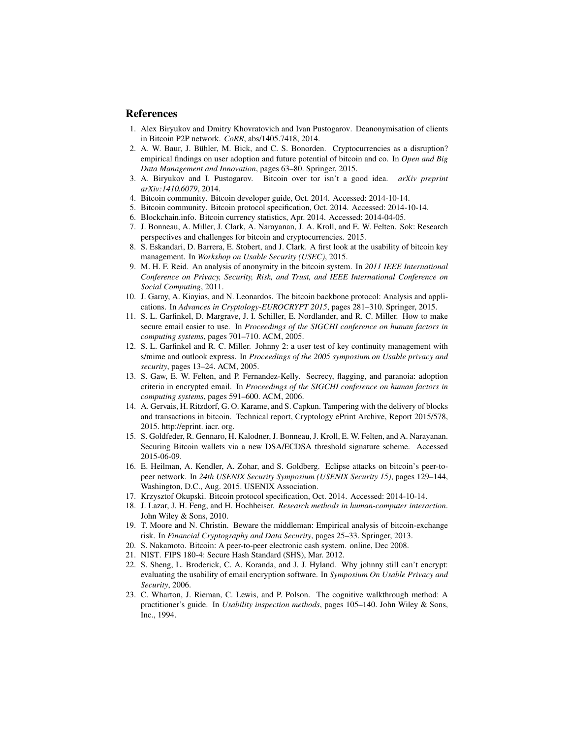## References

1. Alex Biryukov and Dmitry Khovratovich and Ivan Pustogarov. Deanonymisation of clients in Bitcoin P2P network. *CoRR*, abs/1405.7418, 2014.
2. A. W. Baur, J. Bühler, M. Bick, and C. S. Bonorden. Cryptocurrencies as a disruption? empirical findings on user adoption and future potential of bitcoin and co. In *Open and Big Data Management and Innovation*, pages 63–80. Springer, 2015.
3. A. Biryukov and I. Pustogarov. Bitcoin over tor isn't a good idea. *arXiv preprint arXiv:1410.6079*, 2014.
4. Bitcoin community. Bitcoin developer guide, Oct. 2014. Accessed: 2014-10-14.
5. Bitcoin community. Bitcoin protocol specification, Oct. 2014. Accessed: 2014-10-14.
6. Blockchain.info. Bitcoin currency statistics, Apr. 2014. Accessed: 2014-04-05.
7. J. Bonneau, A. Miller, J. Clark, A. Narayanan, J. A. Kroll, and E. W. Felten. Sok: Research perspectives and challenges for bitcoin and cryptocurrencies. 2015.
8. S. Eskandari, D. Barrera, E. Stobert, and J. Clark. A first look at the usability of bitcoin key management. In *Workshop on Usable Security (USEC)*, 2015.
9. M. H. F. Reid. An analysis of anonymity in the bitcoin system. In *2011 IEEE International Conference on Privacy, Security, Risk, and Trust, and IEEE International Conference on Social Computing*, 2011.
10. J. Garay, A. Kiayias, and N. Leonardos. The bitcoin backbone protocol: Analysis and applications. In *Advances in Cryptology-EUROCRYPT 2015*, pages 281–310. Springer, 2015.
11. S. L. Garfinkel, D. Margrave, J. I. Schiller, E. Nordlander, and R. C. Miller. How to make secure email easier to use. In *Proceedings of the SIGCHI conference on human factors in computing systems*, pages 701–710. ACM, 2005.
12. S. L. Garfinkel and R. C. Miller. Johnny 2: a user test of key continuity management with s/mime and outlook express. In *Proceedings of the 2005 symposium on Usable privacy and security*, pages 13–24. ACM, 2005.
13. S. Gaw, E. W. Felten, and P. Fernandez-Kelly. Secrecy, flagging, and paranoia: adoption criteria in encrypted email. In *Proceedings of the SIGCHI conference on human factors in computing systems*, pages 591–600. ACM, 2006.
14. A. Gervais, H. Ritzdorf, G. O. Karame, and S. Capkun. Tampering with the delivery of blocks and transactions in bitcoin. Technical report, Cryptology ePrint Archive, Report 2015/578, 2015. http://eprint. iacr. org.
15. S. Goldfeder, R. Gennaro, H. Kalodner, J. Bonneau, J. Kroll, E. W. Felten, and A. Narayanan. Securing Bitcoin wallets via a new DSA/ECDSA threshold signature scheme. Accessed 2015-06-09.
16. E. Heilman, A. Kendler, A. Zohar, and S. Goldberg. Eclipse attacks on bitcoin's peer-to-peer network. In *24th USENIX Security Symposium (USENIX Security 15)*, pages 129–144, Washington, D.C., Aug. 2015. USENIX Association.
17. Krzysztof Okupski. Bitcoin protocol specification, Oct. 2014. Accessed: 2014-10-14.
18. J. Lazar, J. H. Feng, and H. Hochheiser. *Research methods in human-computer interaction*. John Wiley & Sons, 2010.
19. T. Moore and N. Christin. Beware the middleman: Empirical analysis of bitcoin-exchange risk. In *Financial Cryptography and Data Security*, pages 25–33. Springer, 2013.
20. S. Nakamoto. Bitcoin: A peer-to-peer electronic cash system. online, Dec 2008.
21. NIST. FIPS 180-4: Secure Hash Standard (SHS), Mar. 2012.
22. S. Sheng, L. Broderick, C. A. Koranda, and J. J. Hyland. Why johnny still can't encrypt: evaluating the usability of email encryption software. In *Symposium On Usable Privacy and Security*, 2006.
23. C. Wharton, J. Rieman, C. Lewis, and P. Polson. The cognitive walkthrough method: A practitioner's guide. In *Usability inspection methods*, pages 105–140. John Wiley & Sons, Inc., 1994.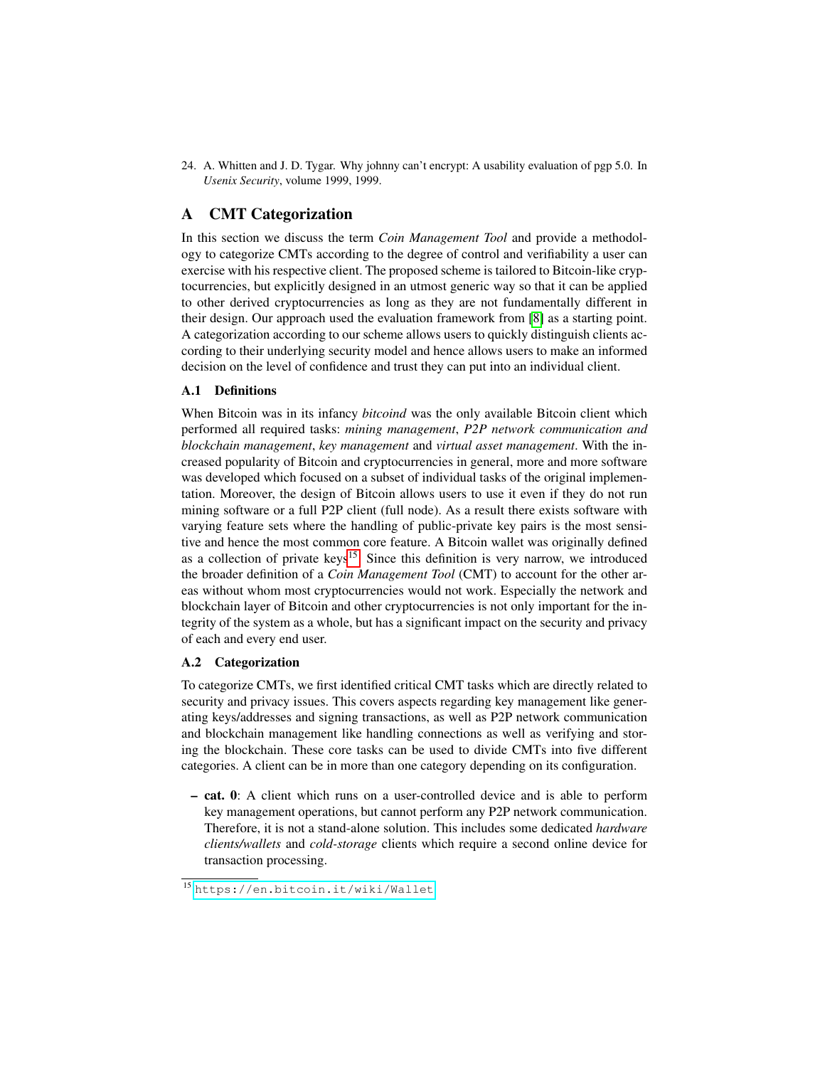24. A. Whitten and J. D. Tygar. Why johnny can't encrypt: A usability evaluation of pgp 5.0. In *Usenix Security*, volume 1999, 1999.

## A CMT Categorization

In this section we discuss the term *Coin Management Tool* and provide a methodology to categorize CMTs according to the degree of control and verifiability a user can exercise with his respective client. The proposed scheme is tailored to Bitcoin-like cryptocurrencies, but explicitly designed in an utmost generic way so that it can be applied to other derived cryptocurrencies as long as they are not fundamentally different in their design. Our approach used the evaluation framework from [8] as a starting point. A categorization according to our scheme allows users to quickly distinguish clients according to their underlying security model and hence allows users to make an informed decision on the level of confidence and trust they can put into an individual client.

### A.1 Definitions

When Bitcoin was in its infancy *bitcoind* was the only available Bitcoin client which performed all required tasks: *mining management*, *P2P network communication and blockchain management*, *key management* and *virtual asset management*. With the increased popularity of Bitcoin and cryptocurrencies in general, more and more software was developed which focused on a subset of individual tasks of the original implementation. Moreover, the design of Bitcoin allows users to use it even if they do not run mining software or a full P2P client (full node). As a result there exists software with varying feature sets where the handling of public-private key pairs is the most sensitive and hence the most common core feature. A Bitcoin wallet was originally defined as a collection of private keys[15]. Since this definition is very narrow, we introduced the broader definition of a *Coin Management Tool* (CMT) to account for the other areas without whom most cryptocurrencies would not work. Especially the network and blockchain layer of Bitcoin and other cryptocurrencies is not only important for the integrity of the system as a whole, but has a significant impact on the security and privacy of each and every end user.

### A.2 Categorization

To categorize CMTs, we first identified critical CMT tasks which are directly related to security and privacy issues. This covers aspects regarding key management like generating keys/addresses and signing transactions, as well as P2P network communication and blockchain management like handling connections as well as verifying and storing the blockchain. These core tasks can be used to divide CMTs into five different categories. A client can be in more than one category depending on its configuration.

- **cat. 0**: A client which runs on a user-controlled device and is able to perform key management operations, but cannot perform any P2P network communication. Therefore, it is not a stand-alone solution. This includes some dedicated *hardware clients/wallets* and *cold-storage* clients which require a second online device for transaction processing.

[15] https://en.bitcoin.it/wiki/Wallet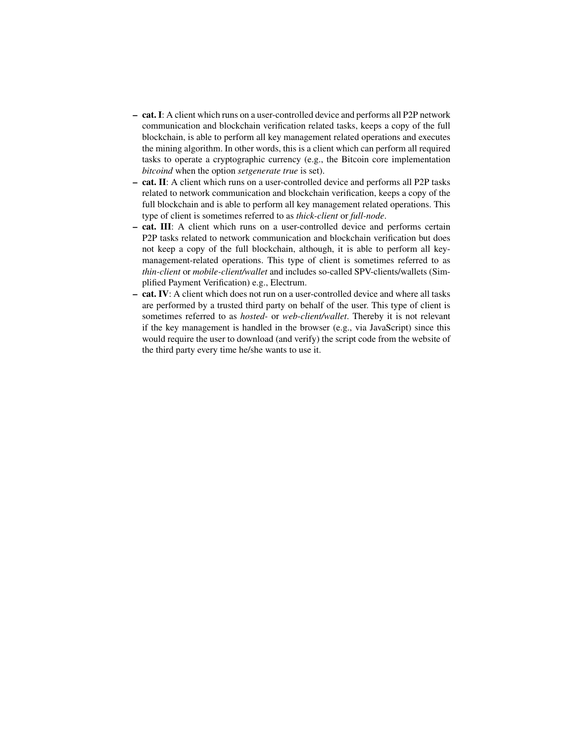- **cat. I**: A client which runs on a user-controlled device and performs all P2P network communication and blockchain verification related tasks, keeps a copy of the full blockchain, is able to perform all key management related operations and executes the mining algorithm. In other words, this is a client which can perform all required tasks to operate a cryptographic currency (e.g., the Bitcoin core implementation *bitcoind* when the option *setgenerate true* is set).
- **cat. II**: A client which runs on a user-controlled device and performs all P2P tasks related to network communication and blockchain verification, keeps a copy of the full blockchain and is able to perform all key management related operations. This type of client is sometimes referred to as *thick-client* or *full-node*.
- **cat. III**: A client which runs on a user-controlled device and performs certain P2P tasks related to network communication and blockchain verification but does not keep a copy of the full blockchain, although, it is able to perform all key-management-related operations. This type of client is sometimes referred to as *thin-client* or *mobile-client/wallet* and includes so-called SPV-clients/wallets (Simplified Payment Verification) e.g., Electrum.
- **cat. IV**: A client which does not run on a user-controlled device and where all tasks are performed by a trusted third party on behalf of the user. This type of client is sometimes referred to as *hosted-* or *web-client/wallet*. Thereby it is not relevant if the key management is handled in the browser (e.g., via JavaScript) since this would require the user to download (and verify) the script code from the website of the third party every time he/she wants to use it.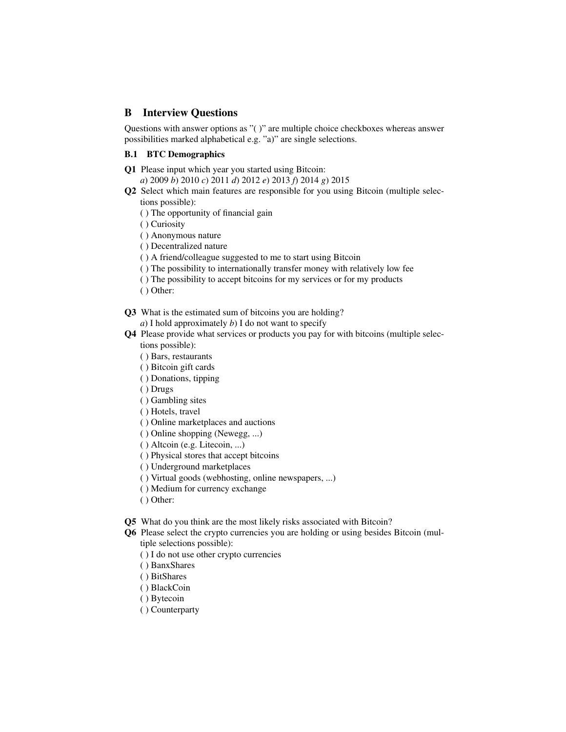## B Interview Questions

Questions with answer options as "( )" are multiple choice checkboxes whereas answer possibilities marked alphabetical e.g. "a)" are single selections.

### B.1 BTC Demographics

**Q1** Please input which year you started using Bitcoin:
*a*) 2009 *b*) 2010 *c*) 2011 *d*) 2012 *e*) 2013 *f*) 2014 *g*) 2015

**Q2** Select which main features are responsible for you using Bitcoin (multiple selections possible):
( ) The opportunity of financial gain
( ) Curiosity
( ) Anonymous nature
( ) Decentralized nature
( ) A friend/colleague suggested to me to start using Bitcoin
( ) The possibility to internationally transfer money with relatively low fee
( ) The possibility to accept bitcoins for my services or for my products
( ) Other:

**Q3** What is the estimated sum of bitcoins you are holding?
*a*) I hold approximately *b*) I do not want to specify

**Q4** Please provide what services or products you pay for with bitcoins (multiple selections possible):
( ) Bars, restaurants
( ) Bitcoin gift cards
( ) Donations, tipping
( ) Drugs
( ) Gambling sites
( ) Hotels, travel
( ) Online marketplaces and auctions
( ) Online shopping (Newegg, ...)
( ) Altcoin (e.g. Litecoin, ...)
( ) Physical stores that accept bitcoins
( ) Underground marketplaces
( ) Virtual goods (webhosting, online newspapers, ...)
( ) Medium for currency exchange
( ) Other:

**Q5** What do you think are the most likely risks associated with Bitcoin?

**Q6** Please select the crypto currencies you are holding or using besides Bitcoin (multiple selections possible):
( ) I do not use other crypto currencies
( ) BanxShares
( ) BitShares
( ) BlackCoin
( ) Bytecoin
( ) Counterparty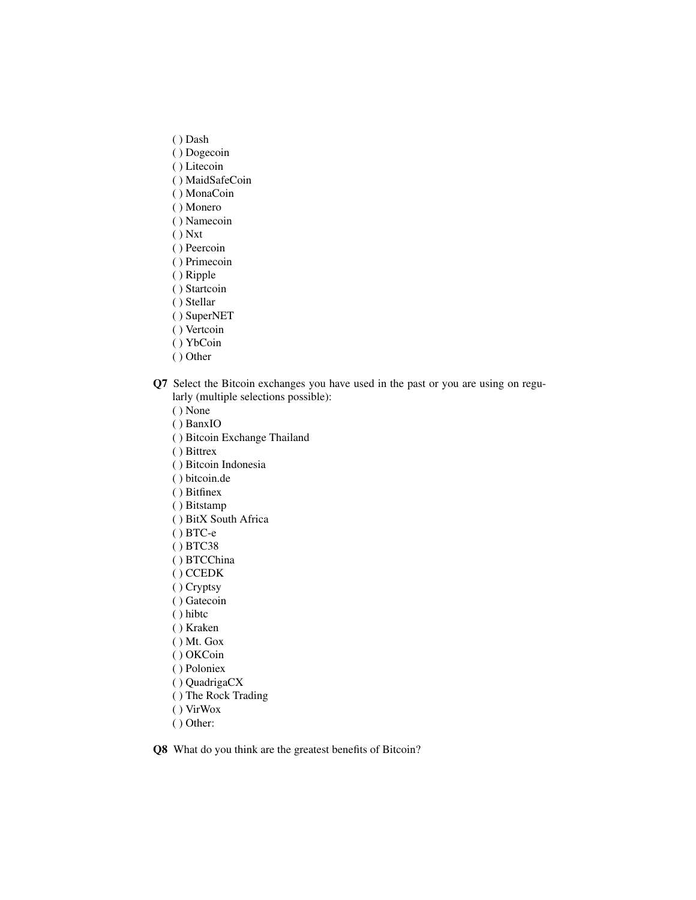( ) Dash  
( ) Dogecoin  
( ) Litecoin  
( ) MaidSafeCoin  
( ) MonaCoin  
( ) Monero  
( ) Namecoin  
( ) Nxt  
( ) Peercoin  
( ) Primecoin  
( ) Ripple  
( ) Startcoin  
( ) Stellar  
( ) SuperNET  
( ) Vertcoin  
( ) YbCoin  
( ) Other

**Q7** Select the Bitcoin exchanges you have used in the past or you are using on regularly (multiple selections possible):

( ) None  
( ) BanxIO  
( ) Bitcoin Exchange Thailand  
( ) Bittrex  
( ) Bitcoin Indonesia  
( ) bitcoin.de  
( ) Bitfinex  
( ) Bitstamp  
( ) BitX South Africa  
( ) BTC-e  
( ) BTC38  
( ) BTCChina  
( ) CCEDK  
( ) Cryptsy  
( ) Gatecoin  
( ) hibtc  
( ) Kraken  
( ) Mt. Gox  
( ) OKCoin  
( ) Poloniex  
( ) QuadrigaCX  
( ) The Rock Trading  
( ) VirWox  
( ) Other:

**Q8** What do you think are the greatest benefits of Bitcoin?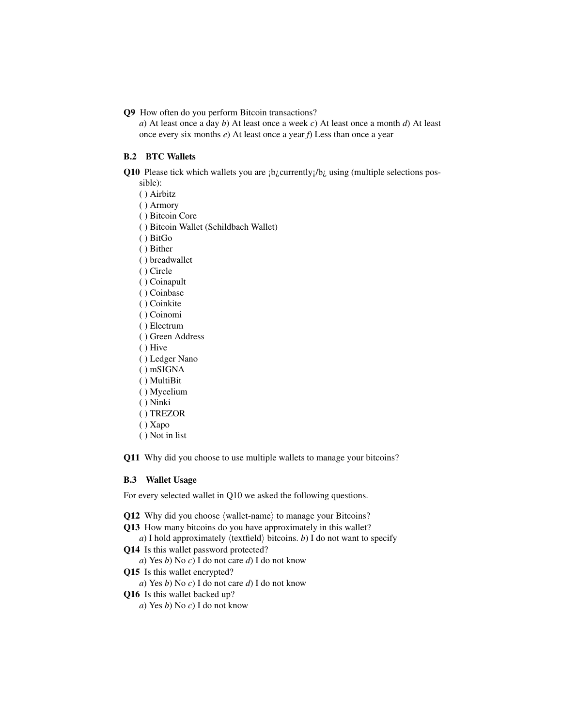**Q9** How often do you perform Bitcoin transactions?
*a*) At least once a day *b*) At least once a week *c*) At least once a month *d*) At least once every six months *e*) At least once a year *f*) Less than once a year

### B.2 BTC Wallets

**Q10** Please tick which wallets you are ¡b¿currently¡/b¿ using (multiple selections possible):
( ) Airbitz
( ) Armory
( ) Bitcoin Core
( ) Bitcoin Wallet (Schildbach Wallet)
( ) BitGo
( ) Bither
( ) breadwallet
( ) Circle
( ) Coinapult
( ) Coinbase
( ) Coinkite
( ) Coinomi
( ) Electrum
( ) Green Address
( ) Hive
( ) Ledger Nano
( ) mSIGNA
( ) MultiBit
( ) Mycelium
( ) Ninki
( ) TREZOR
( ) Xapo
( ) Not in list

**Q11** Why did you choose to use multiple wallets to manage your bitcoins?

### B.3 Wallet Usage

For every selected wallet in Q10 we asked the following questions.

**Q12** Why did you choose ⟨wallet-name⟩ to manage your Bitcoins?
**Q13** How many bitcoins do you have approximately in this wallet?
*a*) I hold approximately ⟨textfield⟩ bitcoins. *b*) I do not want to specify
**Q14** Is this wallet password protected?
*a*) Yes *b*) No *c*) I do not care *d*) I do not know
**Q15** Is this wallet encrypted?
*a*) Yes *b*) No *c*) I do not care *d*) I do not know
**Q16** Is this wallet backed up?
*a*) Yes *b*) No *c*) I do not know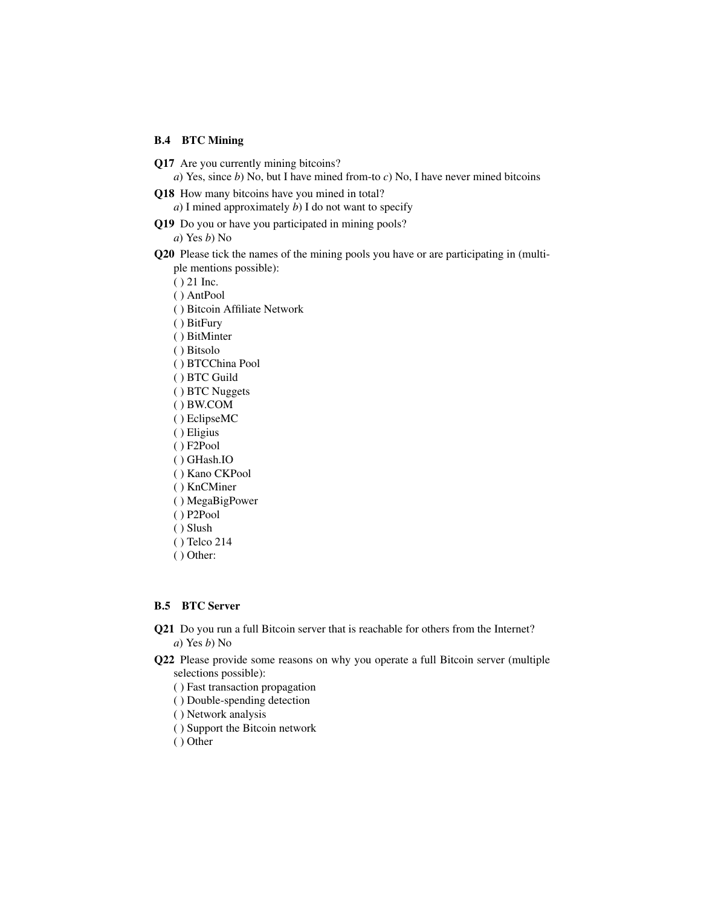### B.4 BTC Mining

**Q17** Are you currently mining bitcoins?
*a*) Yes, since *b*) No, but I have mined from-to *c*) No, I have never mined bitcoins

**Q18** How many bitcoins have you mined in total?
*a*) I mined approximately *b*) I do not want to specify

**Q19** Do you or have you participated in mining pools?
*a*) Yes *b*) No

**Q20** Please tick the names of the mining pools you have or are participating in (multiple mentions possible):
( ) 21 Inc.
( ) AntPool
( ) Bitcoin Affiliate Network
( ) BitFury
( ) BitMinter
( ) Bitsolo
( ) BTCChina Pool
( ) BTC Guild
( ) BTC Nuggets
( ) BW.COM
( ) EclipseMC
( ) Eligius
( ) F2Pool
( ) GHash.IO
( ) Kano CKPool
( ) KnCMiner
( ) MegaBigPower
( ) P2Pool
( ) Slush
( ) Telco 214
( ) Other:

### B.5 BTC Server

**Q21** Do you run a full Bitcoin server that is reachable for others from the Internet?
*a*) Yes *b*) No

**Q22** Please provide some reasons on why you operate a full Bitcoin server (multiple selections possible):
( ) Fast transaction propagation
( ) Double-spending detection
( ) Network analysis
( ) Support the Bitcoin network
( ) Other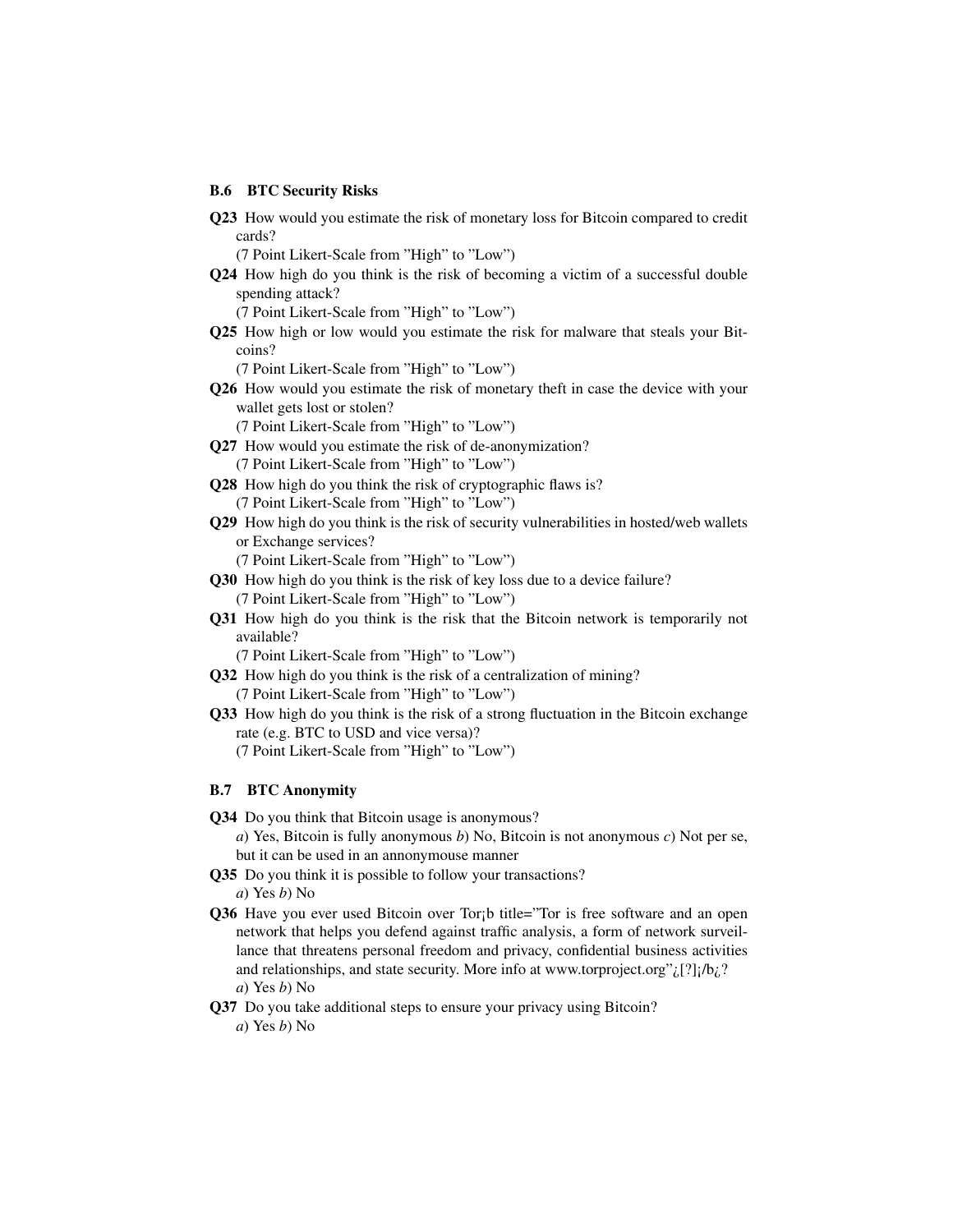### B.6 BTC Security Risks

**Q23** How would you estimate the risk of monetary loss for Bitcoin compared to credit cards?
(7 Point Likert-Scale from "High" to "Low")

**Q24** How high do you think is the risk of becoming a victim of a successful double spending attack?
(7 Point Likert-Scale from "High" to "Low")

**Q25** How high or low would you estimate the risk for malware that steals your Bitcoins?
(7 Point Likert-Scale from "High" to "Low")

**Q26** How would you estimate the risk of monetary theft in case the device with your wallet gets lost or stolen?
(7 Point Likert-Scale from "High" to "Low")

**Q27** How would you estimate the risk of de-anonymization?
(7 Point Likert-Scale from "High" to "Low")

**Q28** How high do you think the risk of cryptographic flaws is?
(7 Point Likert-Scale from "High" to "Low")

**Q29** How high do you think is the risk of security vulnerabilities in hosted/web wallets or Exchange services?
(7 Point Likert-Scale from "High" to "Low")

**Q30** How high do you think is the risk of key loss due to a device failure?
(7 Point Likert-Scale from "High" to "Low")

**Q31** How high do you think is the risk that the Bitcoin network is temporarily not available?
(7 Point Likert-Scale from "High" to "Low")

**Q32** How high do you think is the risk of a centralization of mining?
(7 Point Likert-Scale from "High" to "Low")

**Q33** How high do you think is the risk of a strong fluctuation in the Bitcoin exchange rate (e.g. BTC to USD and vice versa)?
(7 Point Likert-Scale from "High" to "Low")

### B.7 BTC Anonymity

**Q34** Do you think that Bitcoin usage is anonymous?
*a*) Yes, Bitcoin is fully anonymous *b*) No, Bitcoin is not anonymous *c*) Not per se, but it can be used in an annonymouse manner

**Q35** Do you think it is possible to follow your transactions?
*a*) Yes *b*) No

**Q36** Have you ever used Bitcoin over Tor¡b title="Tor is free software and an open network that helps you defend against traffic analysis, a form of network surveillance that threatens personal freedom and privacy, confidential business activities and relationships, and state security. More info at www.torproject.org"¿[?]¡/b¿?
*a*) Yes *b*) No

**Q37** Do you take additional steps to ensure your privacy using Bitcoin?
*a*) Yes *b*) No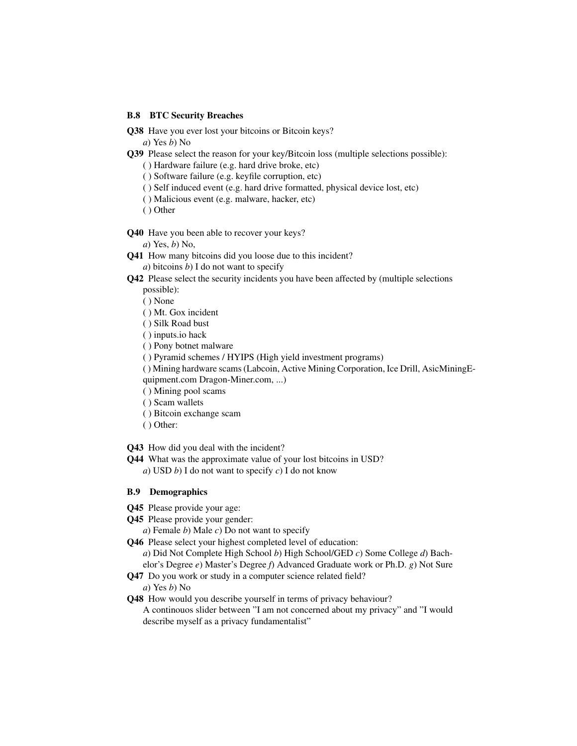### B.8 BTC Security Breaches

**Q38** Have you ever lost your bitcoins or Bitcoin keys?
*a*) Yes *b*) No

**Q39** Please select the reason for your key/Bitcoin loss (multiple selections possible):
( ) Hardware failure (e.g. hard drive broke, etc)
( ) Software failure (e.g. keyfile corruption, etc)
( ) Self induced event (e.g. hard drive formatted, physical device lost, etc)
( ) Malicious event (e.g. malware, hacker, etc)
( ) Other

**Q40** Have you been able to recover your keys?
*a*) Yes, *b*) No,

**Q41** How many bitcoins did you loose due to this incident?
*a*) bitcoins *b*) I do not want to specify

**Q42** Please select the security incidents you have been affected by (multiple selections possible):
( ) None
( ) Mt. Gox incident
( ) Silk Road bust
( ) inputs.io hack
( ) Pony botnet malware
( ) Pyramid schemes / HYIPS (High yield investment programs)
( ) Mining hardware scams (Labcoin, Active Mining Corporation, Ice Drill, AsicMiningEquipment.com Dragon-Miner.com, ...)
( ) Mining pool scams
( ) Scam wallets
( ) Bitcoin exchange scam
( ) Other:

**Q43** How did you deal with the incident?

**Q44** What was the approximate value of your lost bitcoins in USD?
*a*) USD *b*) I do not want to specify *c*) I do not know

### B.9 Demographics

**Q45** Please provide your age:

**Q45** Please provide your gender:
*a*) Female *b*) Male *c*) Do not want to specify

**Q46** Please select your highest completed level of education:
*a*) Did Not Complete High School *b*) High School/GED *c*) Some College *d*) Bachelor's Degree *e*) Master's Degree *f*) Advanced Graduate work or Ph.D. *g*) Not Sure

**Q47** Do you work or study in a computer science related field?
*a*) Yes *b*) No

**Q48** How would you describe yourself in terms of privacy behaviour?
A continouos slider between "I am not concerned about my privacy" and "I would describe myself as a privacy fundamentalist"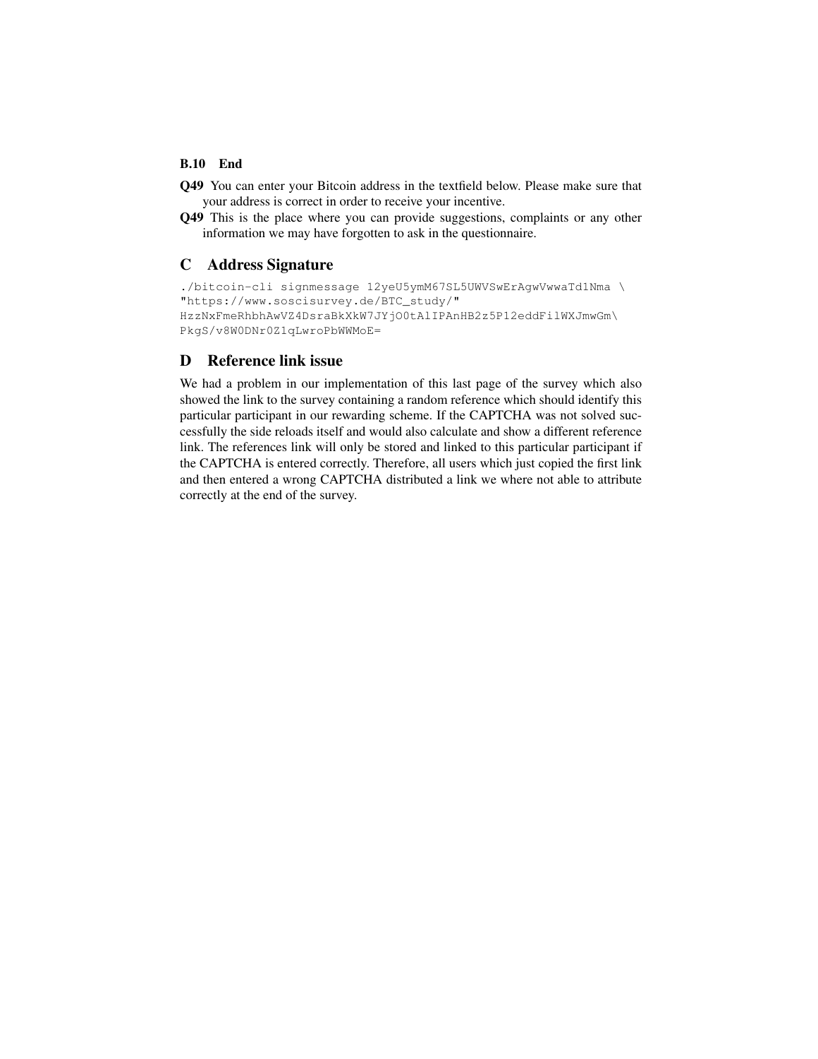### B.10 End

**Q49** You can enter your Bitcoin address in the textfield below. Please make sure that your address is correct in order to receive your incentive.

**Q49** This is the place where you can provide suggestions, complaints or any other information we may have forgotten to ask in the questionnaire.

## C Address Signature

```
./bitcoin-cli signmessage 12yeU5ymM67SL5UWVSwErAgwVwwaTd1Nma \
"https://www.soscisurvey.de/BTC_study/"
HzzNxFmeRhbhAwVZ4DsraBkXkW7JYjO0tA1IPAnHB2z5P12eddFilWXJmwGm\
PkgS/v8W0DNr0Z1qLwroPbWWMoE=
```

## D Reference link issue

We had a problem in our implementation of this last page of the survey which also showed the link to the survey containing a random reference which should identify this particular participant in our rewarding scheme. If the CAPTCHA was not solved successfully the side reloads itself and would also calculate and show a different reference link. The references link will only be stored and linked to this particular participant if the CAPTCHA is entered correctly. Therefore, all users which just copied the first link and then entered a wrong CAPTCHA distributed a link we where not able to attribute correctly at the end of the survey.